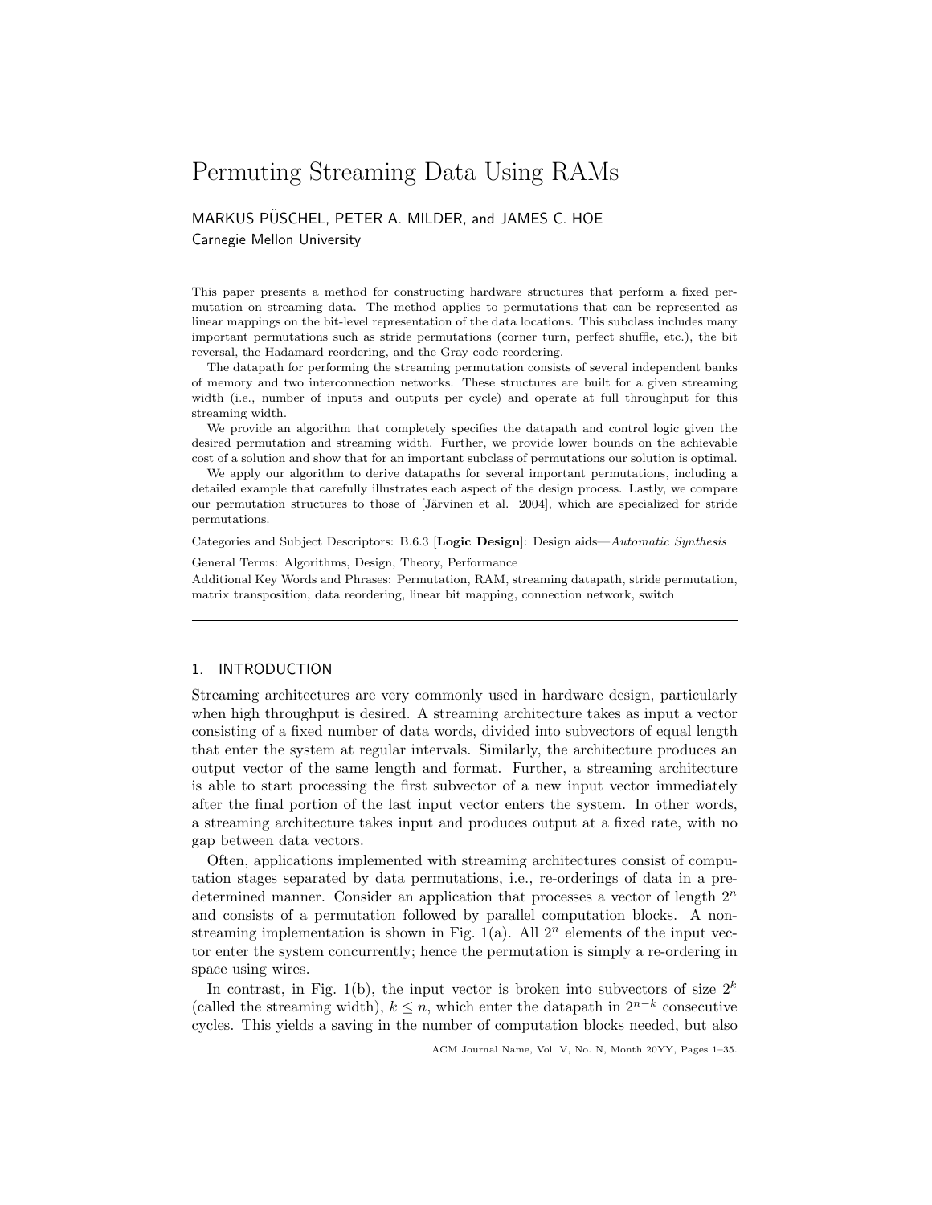# Permuting Streaming Data Using RAMs

MARKUS PÜSCHEL, PETER A. MILDER, and JAMES C. HOE
Carnegie Mellon University

This paper presents a method for constructing hardware structures that perform a fixed permutation on streaming data. The method applies to permutations that can be represented as linear mappings on the bit-level representation of the data locations. This subclass includes many important permutations such as stride permutations (corner turn, perfect shuffle, etc.), the bit reversal, the Hadamard reordering, and the Gray code reordering.

The datapath for performing the streaming permutation consists of several independent banks of memory and two interconnection networks. These structures are built for a given streaming width (i.e., number of inputs and outputs per cycle) and operate at full throughput for this streaming width.

We provide an algorithm that completely specifies the datapath and control logic given the desired permutation and streaming width. Further, we provide lower bounds on the achievable cost of a solution and show that for an important subclass of permutations our solution is optimal.

We apply our algorithm to derive datapaths for several important permutations, including a detailed example that carefully illustrates each aspect of the design process. Lastly, we compare our permutation structures to those of [Järvinen et al. 2004], which are specialized for stride permutations.

Categories and Subject Descriptors: B.6.3 [**Logic Design**]: Design aids—*Automatic Synthesis*

General Terms: Algorithms, Design, Theory, Performance

Additional Key Words and Phrases: Permutation, RAM, streaming datapath, stride permutation, matrix transposition, data reordering, linear bit mapping, connection network, switch

## 1. INTRODUCTION

Streaming architectures are very commonly used in hardware design, particularly when high throughput is desired. A streaming architecture takes as input a vector consisting of a fixed number of data words, divided into subvectors of equal length that enter the system at regular intervals. Similarly, the architecture produces an output vector of the same length and format. Further, a streaming architecture is able to start processing the first subvector of a new input vector immediately after the final portion of the last input vector enters the system. In other words, a streaming architecture takes input and produces output at a fixed rate, with no gap between data vectors.

Often, applications implemented with streaming architectures consist of computation stages separated by data permutations, i.e., re-orderings of data in a predetermined manner. Consider an application that processes a vector of length $2^n$ and consists of a permutation followed by parallel computation blocks. A non-streaming implementation is shown in Fig. 1(a). All $2^n$ elements of the input vector enter the system concurrently; hence the permutation is simply a re-ordering in space using wires.

In contrast, in Fig. 1(b), the input vector is broken into subvectors of size $2^k$ (called the streaming width), $k \leq n$, which enter the datapath in $2^{n-k}$ consecutive cycles. This yields a saving in the number of computation blocks needed, but also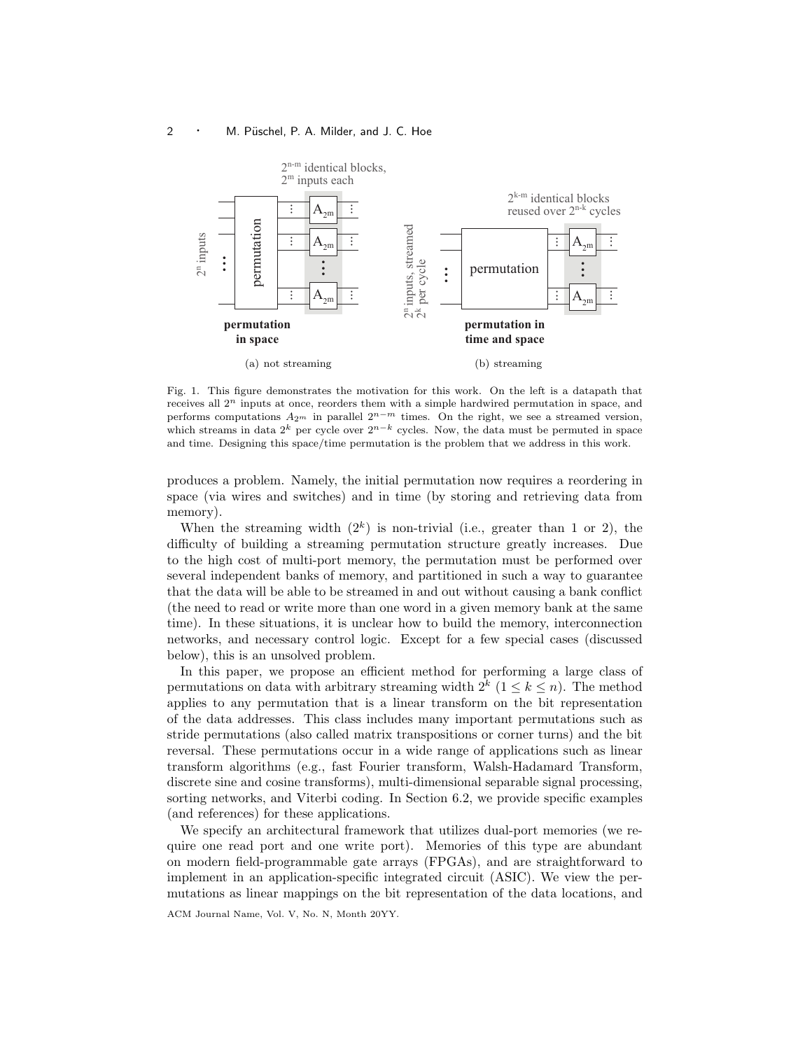Fig. 1. This figure demonstrates the motivation for this work. On the left is a datapath that receives all $2^n$ inputs at once, reorders them with a simple hardwired permutation in space, and performs computations $A_{2^m}$ in parallel $2^{n-m}$ times. On the right, we see a streamed version, which streams in data $2^k$ per cycle over $2^{n-k}$ cycles. Now, the data must be permuted in space and time. Designing this space/time permutation is the problem that we address in this work.

produces a problem. Namely, the initial permutation now requires a reordering in space (via wires and switches) and in time (by storing and retrieving data from memory).

When the streaming width ($2^k$) is non-trivial (i.e., greater than 1 or 2), the difficulty of building a streaming permutation structure greatly increases. Due to the high cost of multi-port memory, the permutation must be performed over several independent banks of memory, and partitioned in such a way to guarantee that the data will be able to be streamed in and out without causing a bank conflict (the need to read or write more than one word in a given memory bank at the same time). In these situations, it is unclear how to build the memory, interconnection networks, and necessary control logic. Except for a few special cases (discussed below), this is an unsolved problem.

In this paper, we propose an efficient method for performing a large class of permutations on data with arbitrary streaming width $2^k$ ($1 \leq k \leq n$). The method applies to any permutation that is a linear transform on the bit representation of the data addresses. This class includes many important permutations such as stride permutations (also called matrix transpositions or corner turns) and the bit reversal. These permutations occur in a wide range of applications such as linear transform algorithms (e.g., fast Fourier transform, Walsh-Hadamard Transform, discrete sine and cosine transforms), multi-dimensional separable signal processing, sorting networks, and Viterbi coding. In Section 6.2, we provide specific examples (and references) for these applications.

We specify an architectural framework that utilizes dual-port memories (we require one read port and one write port). Memories of this type are abundant on modern field-programmable gate arrays (FPGAs), and are straightforward to implement in an application-specific integrated circuit (ASIC). We view the permutations as linear mappings on the bit representation of the data locations, and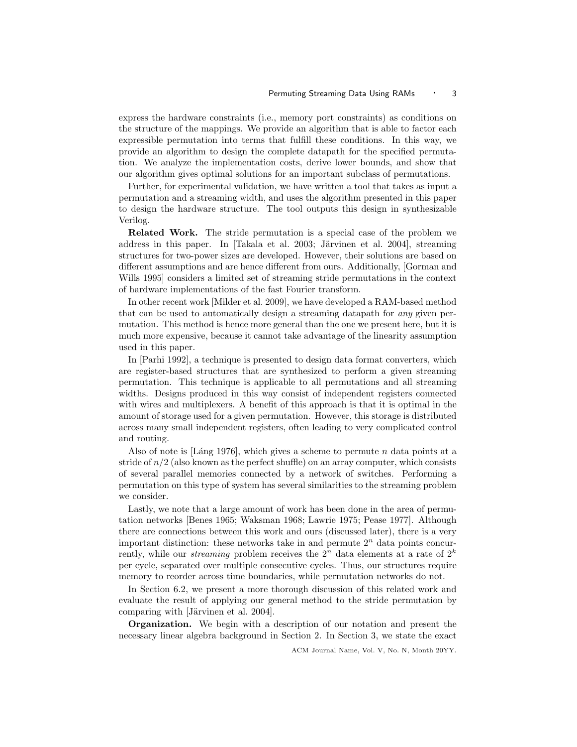express the hardware constraints (i.e., memory port constraints) as conditions on the structure of the mappings. We provide an algorithm that is able to factor each expressible permutation into terms that fulfill these conditions. In this way, we provide an algorithm to design the complete datapath for the specified permutation. We analyze the implementation costs, derive lower bounds, and show that our algorithm gives optimal solutions for an important subclass of permutations.

Further, for experimental validation, we have written a tool that takes as input a permutation and a streaming width, and uses the algorithm presented in this paper to design the hardware structure. The tool outputs this design in synthesizable Verilog.

**Related Work.** The stride permutation is a special case of the problem we address in this paper. In [Takala et al. 2003; Järvinen et al. 2004], streaming structures for two-power sizes are developed. However, their solutions are based on different assumptions and are hence different from ours. Additionally, [Gorman and Wills 1995] considers a limited set of streaming stride permutations in the context of hardware implementations of the fast Fourier transform.

In other recent work [Milder et al. 2009], we have developed a RAM-based method that can be used to automatically design a streaming datapath for *any* given permutation. This method is hence more general than the one we present here, but it is much more expensive, because it cannot take advantage of the linearity assumption used in this paper.

In [Parhi 1992], a technique is presented to design data format converters, which are register-based structures that are synthesized to perform a given streaming permutation. This technique is applicable to all permutations and all streaming widths. Designs produced in this way consist of independent registers connected with wires and multiplexers. A benefit of this approach is that it is optimal in the amount of storage used for a given permutation. However, this storage is distributed across many small independent registers, often leading to very complicated control and routing.

Also of note is [Láng 1976], which gives a scheme to permute $n$ data points at a stride of $n/2$ (also known as the perfect shuffle) on an array computer, which consists of several parallel memories connected by a network of switches. Performing a permutation on this type of system has several similarities to the streaming problem we consider.

Lastly, we note that a large amount of work has been done in the area of permutation networks [Benes 1965; Waksman 1968; Lawrie 1975; Pease 1977]. Although there are connections between this work and ours (discussed later), there is a very important distinction: these networks take in and permute $2^n$ data points concurrently, while our *streaming* problem receives the $2^n$ data elements at a rate of $2^k$ per cycle, separated over multiple consecutive cycles. Thus, our structures require memory to reorder across time boundaries, while permutation networks do not.

In Section 6.2, we present a more thorough discussion of this related work and evaluate the result of applying our general method to the stride permutation by comparing with [Järvinen et al. 2004].

**Organization.** We begin with a description of our notation and present the necessary linear algebra background in Section 2. In Section 3, we state the exact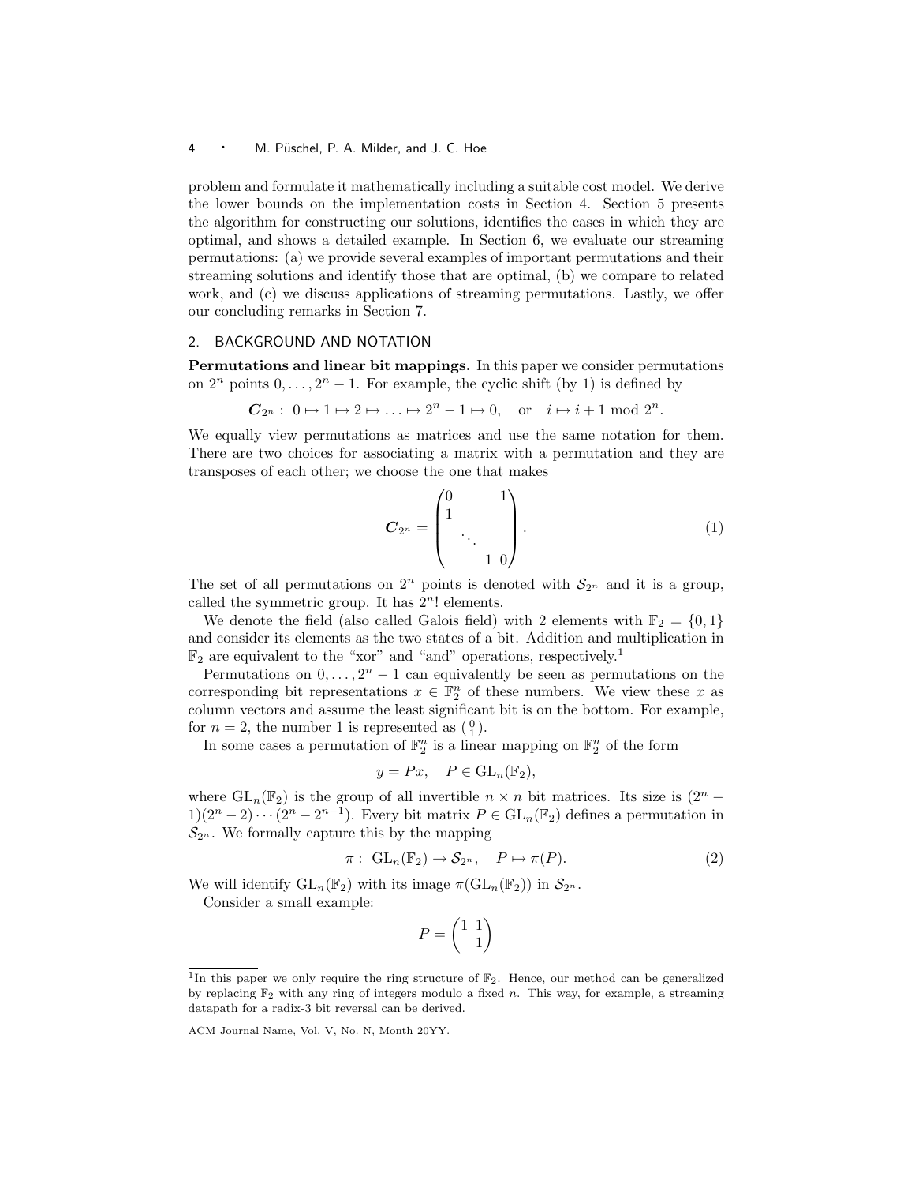problem and formulate it mathematically including a suitable cost model. We derive the lower bounds on the implementation costs in Section 4. Section 5 presents the algorithm for constructing our solutions, identifies the cases in which they are optimal, and shows a detailed example. In Section 6, we evaluate our streaming permutations: (a) we provide several examples of important permutations and their streaming solutions and identify those that are optimal, (b) we compare to related work, and (c) we discuss applications of streaming permutations. Lastly, we offer our concluding remarks in Section 7.

## 2. BACKGROUND AND NOTATION

**Permutations and linear bit mappings.** In this paper we consider permutations on $2^n$ points $0, \dots, 2^n - 1$. For example, the cyclic shift (by 1) is defined by

$$\boldsymbol{C}_{2^n} : \; 0 \mapsto 1 \mapsto 2 \mapsto \dots \mapsto 2^n - 1 \mapsto 0, \quad \text{or} \quad i \mapsto i + 1 \bmod 2^n.$$

We equally view permutations as matrices and use the same notation for them. There are two choices for associating a matrix with a permutation and they are transposes of each other; we choose the one that makes

$$\boldsymbol{C}_{2^n} = \begin{pmatrix} 0 & & & 1 \\ 1 & & & \\ & \ddots & & \\ & & 1 & 0 \end{pmatrix}. \tag{1}$$

The set of all permutations on $2^n$ points is denoted with $\mathcal{S}_{2^n}$ and it is a group, called the symmetric group. It has $2^n!$ elements.

We denote the field (also called Galois field) with 2 elements with $\mathbb{F}_2 = \{0, 1\}$ and consider its elements as the two states of a bit. Addition and multiplication in $\mathbb{F}_2$ are equivalent to the "xor" and "and" operations, respectively.[1]

Permutations on $0, \dots, 2^n - 1$ can equivalently be seen as permutations on the corresponding bit representations $x \in \mathbb{F}_2^n$ of these numbers. We view these $x$ as column vectors and assume the least significant bit is on the bottom. For example, for $n = 2$, the number 1 is represented as $\binom{0}{1}$.

In some cases a permutation of $\mathbb{F}_2^n$ is a linear mapping on $\mathbb{F}_2^n$ of the form

$$y = Px, \quad P \in \mathrm{GL}_n(\mathbb{F}_2),$$

where $\mathrm{GL}_n(\mathbb{F}_2)$ is the group of all invertible $n \times n$ bit matrices. Its size is $(2^n - 1)(2^n - 2) \cdots (2^n - 2^{n-1})$. Every bit matrix $P \in \mathrm{GL}_n(\mathbb{F}_2)$ defines a permutation in $\mathcal{S}_{2^n}$. We formally capture this by the mapping

$$\pi : \; \mathrm{GL}_n(\mathbb{F}_2) \to \mathcal{S}_{2^n}, \quad P \mapsto \pi(P). \tag{2}$$

We will identify $\mathrm{GL}_n(\mathbb{F}_2)$ with its image $\pi(\mathrm{GL}_n(\mathbb{F}_2))$ in $\mathcal{S}_{2^n}$.

Consider a small example:

$$P = \begin{pmatrix} 1 & 1 \\ & 1 \end{pmatrix}$$

[1] In this paper we only require the ring structure of $\mathbb{F}_2$. Hence, our method can be generalized by replacing $\mathbb{F}_2$ with any ring of integers modulo a fixed $n$. This way, for example, a streaming datapath for a radix-3 bit reversal can be derived.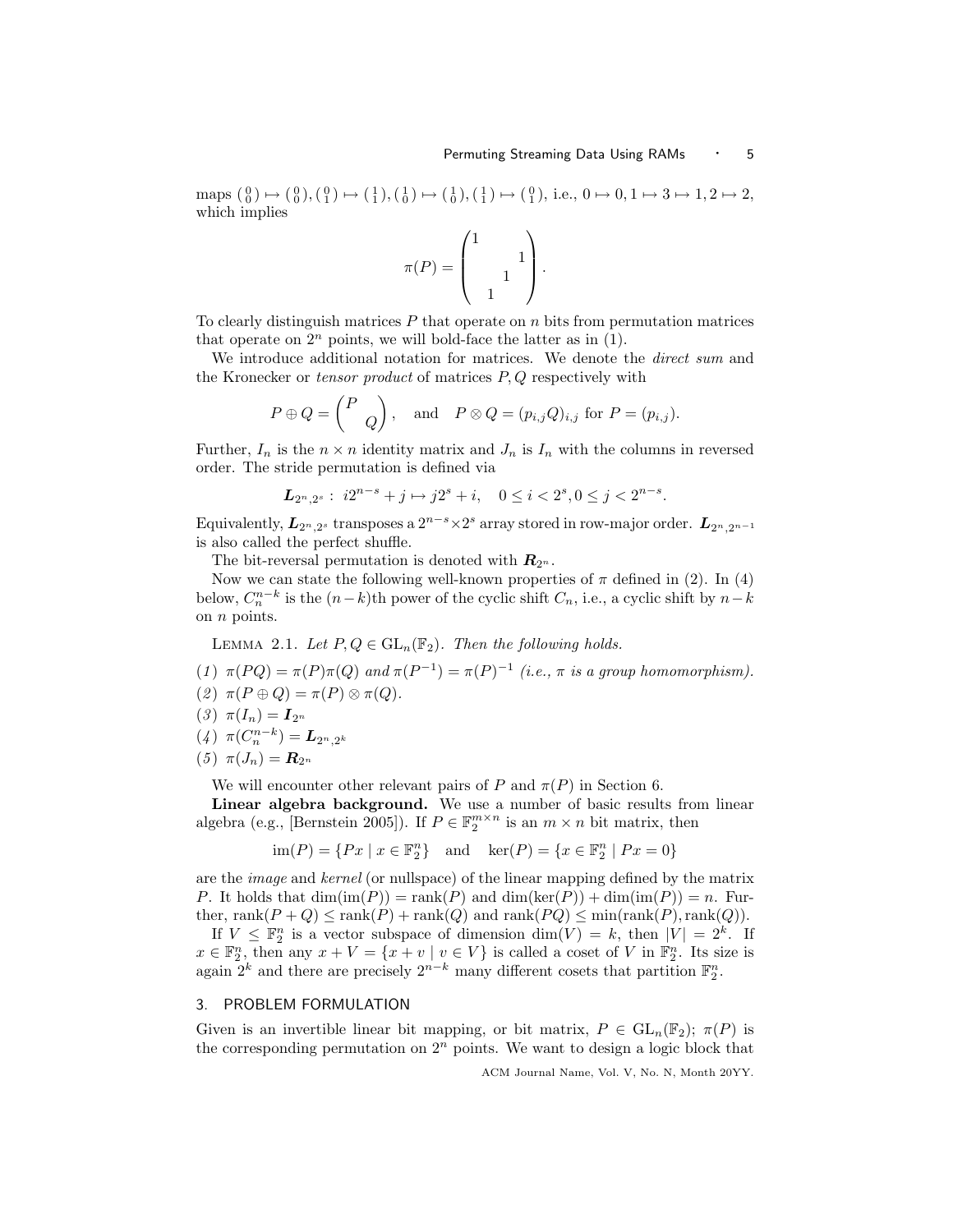maps $\binom{0}{0} \mapsto \binom{0}{0}, \binom{0}{1} \mapsto \binom{1}{1}, \binom{1}{0} \mapsto \binom{1}{0}, \binom{1}{1} \mapsto \binom{0}{1}$, i.e., $0 \mapsto 0, 1 \mapsto 3 \mapsto 1, 2 \mapsto 2$, which implies

$$\pi(P) = \begin{pmatrix} 1 & & & \\ & & & 1 \\ & & 1 & \\ & 1 & & \end{pmatrix}.$$

To clearly distinguish matrices $P$ that operate on $n$ bits from permutation matrices that operate on $2^n$ points, we will bold-face the latter as in (1).

We introduce additional notation for matrices. We denote the *direct sum* and the Kronecker or *tensor product* of matrices $P, Q$ respectively with

$$P \oplus Q = \begin{pmatrix} P & \\ & Q \end{pmatrix}, \quad \text{and} \quad P \otimes Q = (p_{i,j}Q)_{i,j} \text{ for } P = (p_{i,j}).$$

Further, $I_n$ is the $n \times n$ identity matrix and $J_n$ is $I_n$ with the columns in reversed order. The stride permutation is defined via

$$\boldsymbol{L}_{2^n,2^s} : \; i2^{n-s} + j \mapsto j2^s + i, \quad 0 \le i < 2^s, 0 \le j < 2^{n-s}.$$

Equivalently, $\boldsymbol{L}_{2^n,2^s}$ transposes a $2^{n-s} \times 2^s$ array stored in row-major order. $\boldsymbol{L}_{2^n,2^{n-1}}$ is also called the perfect shuffle.

The bit-reversal permutation is denoted with $\boldsymbol{R}_{2^n}$.

Now we can state the following well-known properties of $\pi$ defined in (2). In (4) below, $C_n^{n-k}$ is the $(n-k)$th power of the cyclic shift $C_n$, i.e., a cyclic shift by $n-k$ on $n$ points.

LEMMA 2.1. *Let $P, Q \in \mathrm{GL}_n(\mathbb{F}_2)$. Then the following holds.*

(1) $\pi(PQ) = \pi(P)\pi(Q)$ *and* $\pi(P^{-1}) = \pi(P)^{-1}$ *(i.e., $\pi$ is a group homomorphism).*
(2) $\pi(P \oplus Q) = \pi(P) \otimes \pi(Q)$.
(3) $\pi(I_n) = \boldsymbol{I}_{2^n}$
(4) $\pi(C_n^{n-k}) = \boldsymbol{L}_{2^n,2^k}$
(5) $\pi(J_n) = \boldsymbol{R}_{2^n}$

We will encounter other relevant pairs of $P$ and $\pi(P)$ in Section 6.

**Linear algebra background.** We use a number of basic results from linear algebra (e.g., [Bernstein 2005]). If $P \in \mathbb{F}_2^{m \times n}$ is an $m \times n$ bit matrix, then

$$\mathrm{im}(P) = \{Px \mid x \in \mathbb{F}_2^n\} \quad \text{and} \quad \ker(P) = \{x \in \mathbb{F}_2^n \mid Px = 0\}$$

are the *image* and *kernel* (or nullspace) of the linear mapping defined by the matrix $P$. It holds that $\dim(\mathrm{im}(P)) = \mathrm{rank}(P)$ and $\dim(\ker(P)) + \dim(\mathrm{im}(P)) = n$. Further, $\mathrm{rank}(P + Q) \le \mathrm{rank}(P) + \mathrm{rank}(Q)$ and $\mathrm{rank}(PQ) \le \min(\mathrm{rank}(P), \mathrm{rank}(Q))$.

If $V \le \mathbb{F}_2^n$ is a vector subspace of dimension $\dim(V) = k$, then $|V| = 2^k$. If $x \in \mathbb{F}_2^n$, then any $x + V = \{x + v \mid v \in V\}$ is called a coset of $V$ in $\mathbb{F}_2^n$. Its size is again $2^k$ and there are precisely $2^{n-k}$ many different cosets that partition $\mathbb{F}_2^n$.

## 3. PROBLEM FORMULATION

Given is an invertible linear bit mapping, or bit matrix, $P \in \mathrm{GL}_n(\mathbb{F}_2)$; $\pi(P)$ is the corresponding permutation on $2^n$ points. We want to design a logic block that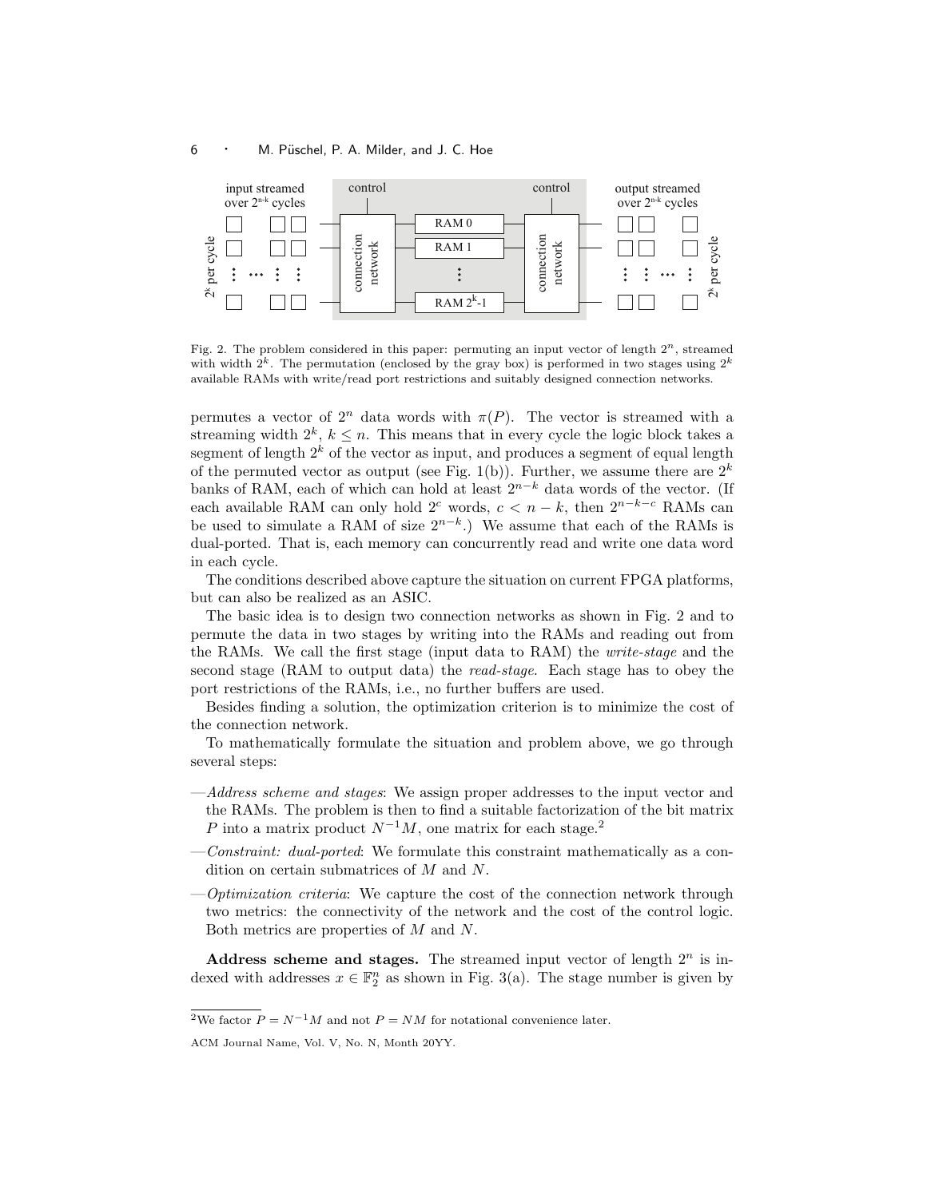Fig. 2. The problem considered in this paper: permuting an input vector of length $2^n$, streamed with width $2^k$. The permutation (enclosed by the gray box) is performed in two stages using $2^k$ available RAMs with write/read port restrictions and suitably designed connection networks.

permutes a vector of $2^n$ data words with $\pi(P)$. The vector is streamed with a streaming width $2^k$, $k \leq n$. This means that in every cycle the logic block takes a segment of length $2^k$ of the vector as input, and produces a segment of equal length of the permuted vector as output (see Fig. 1(b)). Further, we assume there are $2^k$ banks of RAM, each of which can hold at least $2^{n-k}$ data words of the vector. (If each available RAM can only hold $2^c$ words, $c < n-k$, then $2^{n-k-c}$ RAMs can be used to simulate a RAM of size $2^{n-k}$.) We assume that each of the RAMs is dual-ported. That is, each memory can concurrently read and write one data word in each cycle.

The conditions described above capture the situation on current FPGA platforms, but can also be realized as an ASIC.

The basic idea is to design two connection networks as shown in Fig. 2 and to permute the data in two stages by writing into the RAMs and reading out from the RAMs. We call the first stage (input data to RAM) the *write-stage* and the second stage (RAM to output data) the *read-stage*. Each stage has to obey the port restrictions of the RAMs, i.e., no further buffers are used.

Besides finding a solution, the optimization criterion is to minimize the cost of the connection network.

To mathematically formulate the situation and problem above, we go through several steps:

—*Address scheme and stages*: We assign proper addresses to the input vector and the RAMs. The problem is then to find a suitable factorization of the bit matrix $P$ into a matrix product $N^{-1}M$, one matrix for each stage.[2]

—*Constraint: dual-ported*: We formulate this constraint mathematically as a condition on certain submatrices of $M$ and $N$.

—*Optimization criteria*: We capture the cost of the connection network through two metrics: the connectivity of the network and the cost of the control logic. Both metrics are properties of $M$ and $N$.

**Address scheme and stages.** The streamed input vector of length $2^n$ is indexed with addresses $x \in \mathbb{F}_2^n$ as shown in Fig. 3(a). The stage number is given by

[2]We factor $P = N^{-1}M$ and not $P = NM$ for notational convenience later.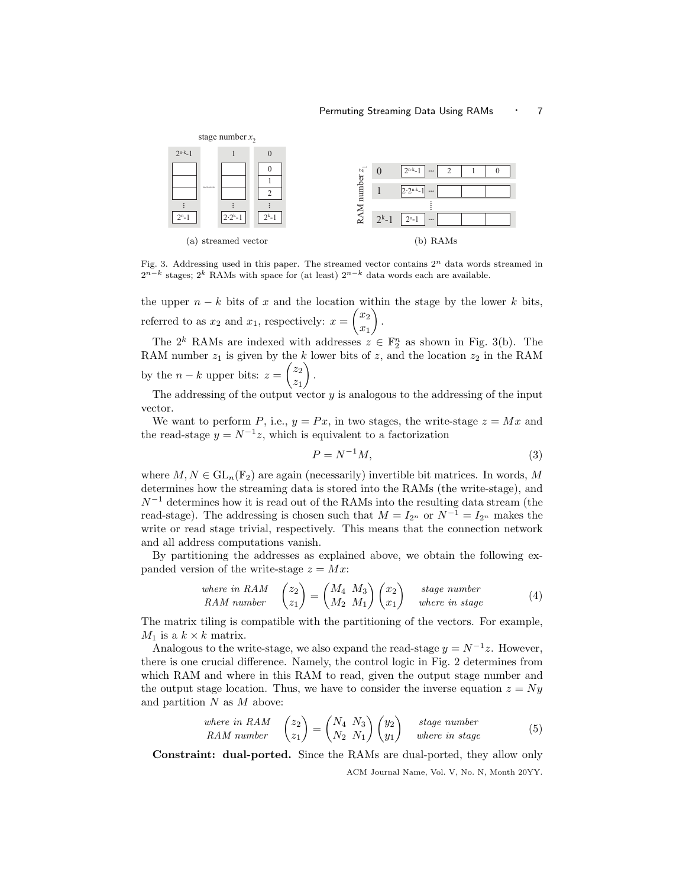Fig. 3. Addressing used in this paper. The streamed vector contains $2^n$ data words streamed in $2^{n-k}$ stages; $2^k$ RAMs with space for (at least) $2^{n-k}$ data words each are available.

the upper $n-k$ bits of $x$ and the location within the stage by the lower $k$ bits, referred to as $x_2$ and $x_1$, respectively: $x = \begin{pmatrix} x_2 \\ x_1 \end{pmatrix}$.

The $2^k$ RAMs are indexed with addresses $z \in \mathbb{F}_2^n$ as shown in Fig. 3(b). The RAM number $z_1$ is given by the $k$ lower bits of $z$, and the location $z_2$ in the RAM by the $n-k$ upper bits: $z = \begin{pmatrix} z_2 \\ z_1 \end{pmatrix}$.

The addressing of the output vector $y$ is analogous to the addressing of the input vector.

We want to perform $P$, i.e., $y = Px$, in two stages, the write-stage $z = Mx$ and the read-stage $y = N^{-1}z$, which is equivalent to a factorization

$$P = N^{-1}M, \tag{3}$$

where $M, N \in \mathrm{GL}_n(\mathbb{F}_2)$ are again (necessarily) invertible bit matrices. In words, $M$ determines how the streaming data is stored into the RAMs (the write-stage), and $N^{-1}$ determines how it is read out of the RAMs into the resulting data stream (the read-stage). The addressing is chosen such that $M = I_{2^n}$ or $N^{-1} = I_{2^n}$ makes the write or read stage trivial, respectively. This means that the connection network and all address computations vanish.

By partitioning the addresses as explained above, we obtain the following expanded version of the write-stage $z = Mx$:

$$\begin{matrix} \textit{where in RAM} \\ \textit{RAM number} \end{matrix} \quad \begin{pmatrix} z_2 \\ z_1 \end{pmatrix} = \begin{pmatrix} M_4 & M_3 \\ M_2 & M_1 \end{pmatrix} \begin{pmatrix} x_2 \\ x_1 \end{pmatrix} \quad \begin{matrix} \textit{stage number} \\ \textit{where in stage} \end{matrix} \tag{4}$$

The matrix tiling is compatible with the partitioning of the vectors. For example, $M_1$ is a $k \times k$ matrix.

Analogous to the write-stage, we also expand the read-stage $y = N^{-1}z$. However, there is one crucial difference. Namely, the control logic in Fig. 2 determines from which RAM and where in this RAM to read, given the output stage number and the output stage location. Thus, we have to consider the inverse equation $z = Ny$ and partition $N$ as $M$ above:

$$\begin{matrix} \textit{where in RAM} \\ \textit{RAM number} \end{matrix} \quad \begin{pmatrix} z_2 \\ z_1 \end{pmatrix} = \begin{pmatrix} N_4 & N_3 \\ N_2 & N_1 \end{pmatrix} \begin{pmatrix} y_2 \\ y_1 \end{pmatrix} \quad \begin{matrix} \textit{stage number} \\ \textit{where in stage} \end{matrix} \tag{5}$$

**Constraint: dual-ported.** Since the RAMs are dual-ported, they allow only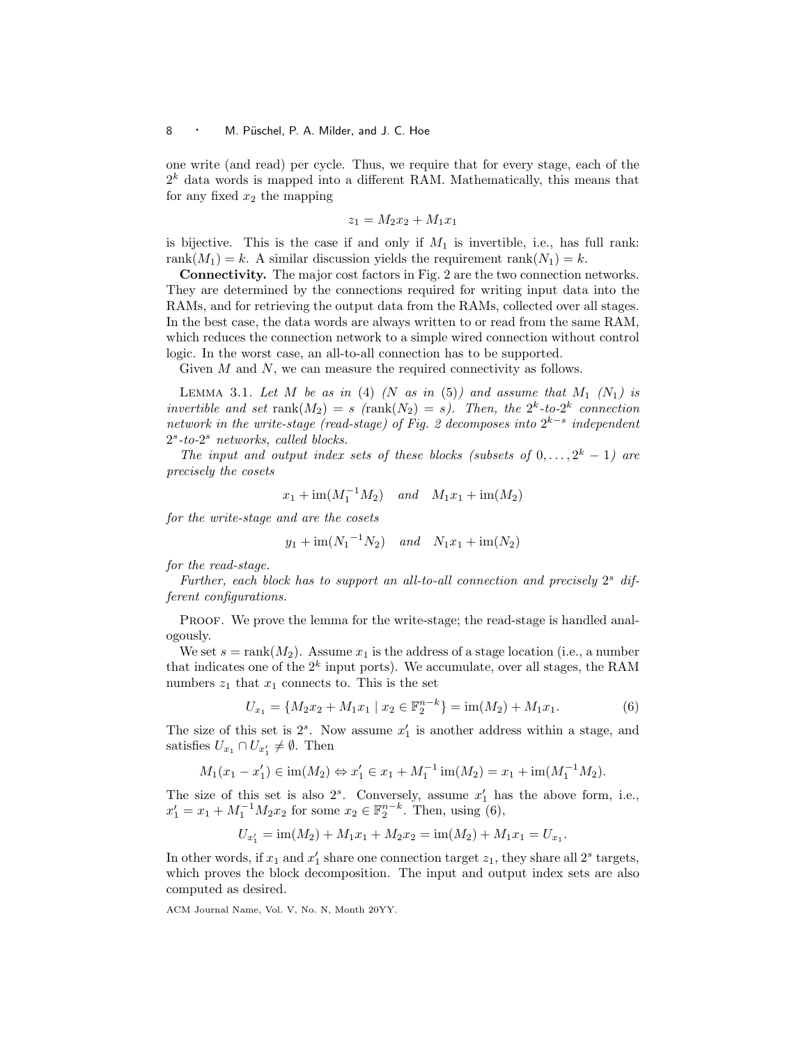one write (and read) per cycle. Thus, we require that for every stage, each of the $2^k$ data words is mapped into a different RAM. Mathematically, this means that for any fixed $x_2$ the mapping

$$z_1 = M_2 x_2 + M_1 x_1$$

is bijective. This is the case if and only if $M_1$ is invertible, i.e., has full rank: $\text{rank}(M_1) = k$. A similar discussion yields the requirement $\text{rank}(N_1) = k$.

**Connectivity.** The major cost factors in Fig. 2 are the two connection networks. They are determined by the connections required for writing input data into the RAMs, and for retrieving the output data from the RAMs, collected over all stages. In the best case, the data words are always written to or read from the same RAM, which reduces the connection network to a simple wired connection without control logic. In the worst case, an all-to-all connection has to be supported.

Given $M$ and $N$, we can measure the required connectivity as follows.

LEMMA 3.1. *Let $M$ be as in (4) ($N$ as in (5)) and assume that $M_1$ ($N_1$) is invertible and set $\text{rank}(M_2) = s$ ($\text{rank}(N_2) = s$). Then, the $2^k$-to-$2^k$ connection network in the write-stage (read-stage) of Fig. 2 decomposes into $2^{k-s}$ independent $2^s$-to-$2^s$ networks, called blocks.*

*The input and output index sets of these blocks (subsets of $0, \dots, 2^k - 1$) are precisely the cosets*

$$x_1 + \text{im}(M_1^{-1} M_2) \quad \text{and} \quad M_1 x_1 + \text{im}(M_2)$$

*for the write-stage and are the cosets*

$$y_1 + \text{im}({N_1}^{-1} N_2) \quad \text{and} \quad N_1 x_1 + \text{im}(N_2)$$

*for the read-stage.*

*Further, each block has to support an all-to-all connection and precisely $2^s$ different configurations.*

PROOF. We prove the lemma for the write-stage; the read-stage is handled analogously.

We set $s = \text{rank}(M_2)$. Assume $x_1$ is the address of a stage location (i.e., a number that indicates one of the $2^k$ input ports). We accumulate, over all stages, the RAM numbers $z_1$ that $x_1$ connects to. This is the set

$$U_{x_1} = \{M_2 x_2 + M_1 x_1 \mid x_2 \in \mathbb{F}_2^{n-k}\} = \text{im}(M_2) + M_1 x_1. \tag{6}$$

The size of this set is $2^s$. Now assume $x_1'$ is another address within a stage, and satisfies $U_{x_1} \cap U_{x_1'} \neq \emptyset$. Then

$$M_1(x_1 - x_1') \in \text{im}(M_2) \Leftrightarrow x_1' \in x_1 + M_1^{-1}\,\text{im}(M_2) = x_1 + \text{im}(M_1^{-1} M_2).$$

The size of this set is also $2^s$. Conversely, assume $x_1'$ has the above form, i.e., $x_1' = x_1 + M_1^{-1} M_2 x_2$ for some $x_2 \in \mathbb{F}_2^{n-k}$. Then, using (6),

$$U_{x_1'} = \text{im}(M_2) + M_1 x_1 + M_2 x_2 = \text{im}(M_2) + M_1 x_1 = U_{x_1}.$$

In other words, if $x_1$ and $x_1'$ share one connection target $z_1$, they share all $2^s$ targets, which proves the block decomposition. The input and output index sets are also computed as desired.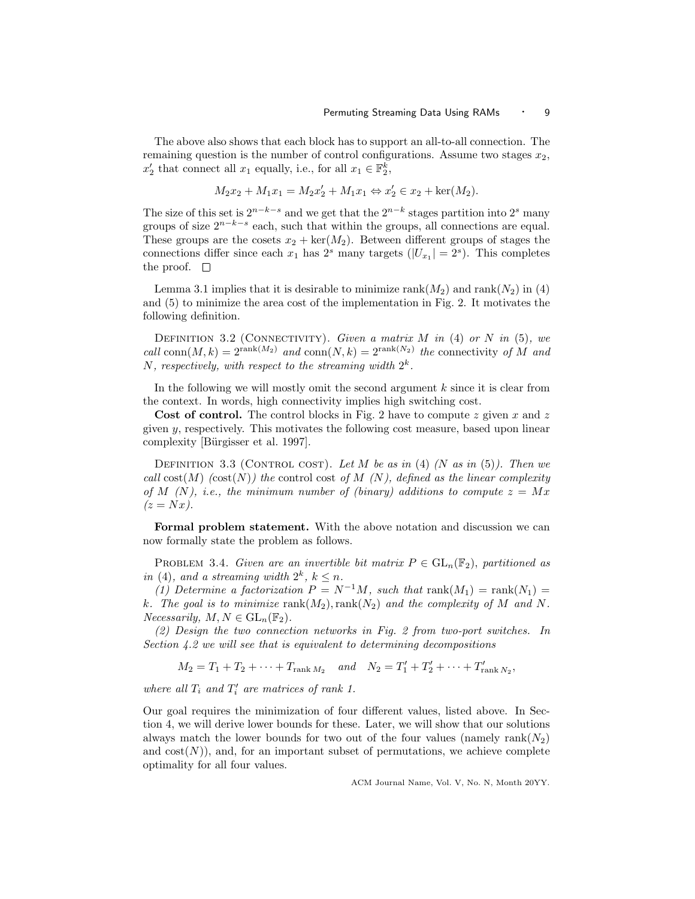The above also shows that each block has to support an all-to-all connection. The remaining question is the number of control configurations. Assume two stages $x_2$, $x_2'$ that connect all $x_1$ equally, i.e., for all $x_1 \in \mathbb{F}_2^k$,

$$M_2 x_2 + M_1 x_1 = M_2 x_2' + M_1 x_1 \Leftrightarrow x_2' \in x_2 + \ker(M_2).$$

The size of this set is $2^{n-k-s}$ and we get that the $2^{n-k}$ stages partition into $2^s$ many groups of size $2^{n-k-s}$ each, such that within the groups, all connections are equal. These groups are the cosets $x_2 + \ker(M_2)$. Between different groups of stages the connections differ since each $x_1$ has $2^s$ many targets ($|U_{x_1}| = 2^s$). This completes the proof. $\square$

Lemma 3.1 implies that it is desirable to minimize $\operatorname{rank}(M_2)$ and $\operatorname{rank}(N_2)$ in (4) and (5) to minimize the area cost of the implementation in Fig. 2. It motivates the following definition.

Definition 3.2 (Connectivity). *Given a matrix $M$ in (4) or $N$ in (5), we call $\operatorname{conn}(M, k) = 2^{\operatorname{rank}(M_2)}$ and $\operatorname{conn}(N, k) = 2^{\operatorname{rank}(N_2)}$ the* connectivity *of $M$ and $N$, respectively, with respect to the streaming width $2^k$.*

In the following we will mostly omit the second argument $k$ since it is clear from the context. In words, high connectivity implies high switching cost.

**Cost of control.** The control blocks in Fig. 2 have to compute $z$ given $x$ and $z$ given $y$, respectively. This motivates the following cost measure, based upon linear complexity [Bürgisser et al. 1997].

Definition 3.3 (Control cost). *Let $M$ be as in (4) ($N$ as in (5)). Then we call $\operatorname{cost}(M)$ ($\operatorname{cost}(N)$) the* control cost *of $M$ ($N$), defined as the linear complexity of $M$ ($N$), i.e., the minimum number of (binary) additions to compute $z = Mx$ ($z = Nx$).*

**Formal problem statement.** With the above notation and discussion we can now formally state the problem as follows.

Problem 3.4. *Given are an invertible bit matrix $P \in \operatorname{GL}_n(\mathbb{F}_2)$, partitioned as in (4), and a streaming width $2^k$, $k \leq n$.*

*(1) Determine a factorization $P = N^{-1}M$, such that $\operatorname{rank}(M_1) = \operatorname{rank}(N_1) = k$. The goal is to minimize $\operatorname{rank}(M_2), \operatorname{rank}(N_2)$ and the complexity of $M$ and $N$. Necessarily, $M, N \in \operatorname{GL}_n(\mathbb{F}_2)$.*

*(2) Design the two connection networks in Fig. 2 from two-port switches. In Section 4.2 we will see that is equivalent to determining decompositions*

$$M_2 = T_1 + T_2 + \cdots + T_{\operatorname{rank} M_2} \quad \text{and} \quad N_2 = T_1' + T_2' + \cdots + T_{\operatorname{rank} N_2}',$$

*where all $T_i$ and $T_i'$ are matrices of rank 1.*

Our goal requires the minimization of four different values, listed above. In Section 4, we will derive lower bounds for these. Later, we will show that our solutions always match the lower bounds for two out of the four values (namely $\operatorname{rank}(N_2)$ and $\operatorname{cost}(N)$), and, for an important subset of permutations, we achieve complete optimality for all four values.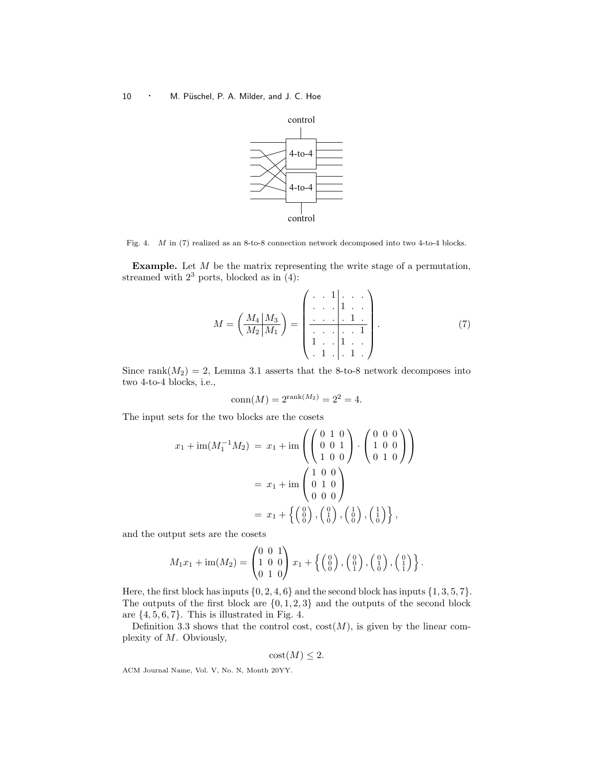Fig. 4. $M$ in (7) realized as an 8-to-8 connection network decomposed into two 4-to-4 blocks.

**Example.** Let $M$ be the matrix representing the write stage of a permutation, streamed with $2^3$ ports, blocked as in (4):

$$M = \left(\begin{array}{c|c} M_4 & M_3 \\ \hline M_2 & M_1 \end{array}\right) = \left(\begin{array}{ccc|ccc} \cdot & \cdot & 1 & \cdot & \cdot & \cdot \\ \cdot & \cdot & \cdot & 1 & \cdot & \cdot \\ \cdot & \cdot & \cdot & \cdot & 1 & \cdot \\ \hline \cdot & \cdot & \cdot & \cdot & \cdot & 1 \\ 1 & \cdot & \cdot & 1 & \cdot & \cdot \\ \cdot & 1 & \cdot & \cdot & 1 & \cdot \end{array}\right). \tag{7}$$

Since $\mathrm{rank}(M_2) = 2$, Lemma 3.1 asserts that the 8-to-8 network decomposes into two 4-to-4 blocks, i.e.,

$$\mathrm{conn}(M) = 2^{\mathrm{rank}(M_2)} = 2^2 = 4.$$

The input sets for the two blocks are the cosets

$$\begin{aligned} x_1 + \mathrm{im}(M_1^{-1} M_2) &= x_1 + \mathrm{im}\left( \begin{pmatrix} 0 & 1 & 0 \\ 0 & 0 & 1 \\ 1 & 0 & 0 \end{pmatrix} \cdot \begin{pmatrix} 0 & 0 & 0 \\ 1 & 0 & 0 \\ 0 & 1 & 0 \end{pmatrix} \right) \\ &= x_1 + \mathrm{im} \begin{pmatrix} 1 & 0 & 0 \\ 0 & 1 & 0 \\ 0 & 0 & 0 \end{pmatrix} \\ &= x_1 + \left\{ \left(\begin{smallmatrix} 0 \\ 0 \\ 0 \end{smallmatrix}\right), \left(\begin{smallmatrix} 0 \\ 1 \\ 0 \end{smallmatrix}\right), \left(\begin{smallmatrix} 1 \\ 0 \\ 0 \end{smallmatrix}\right), \left(\begin{smallmatrix} 1 \\ 1 \\ 0 \end{smallmatrix}\right) \right\}, \end{aligned}$$

and the output sets are the cosets

$$M_1 x_1 + \mathrm{im}(M_2) = \begin{pmatrix} 0 & 0 & 1 \\ 1 & 0 & 0 \\ 0 & 1 & 0 \end{pmatrix} x_1 + \left\{ \left(\begin{smallmatrix} 0 \\ 0 \\ 0 \end{smallmatrix}\right), \left(\begin{smallmatrix} 0 \\ 0 \\ 1 \end{smallmatrix}\right), \left(\begin{smallmatrix} 0 \\ 1 \\ 0 \end{smallmatrix}\right), \left(\begin{smallmatrix} 0 \\ 1 \\ 1 \end{smallmatrix}\right) \right\}.$$

Here, the first block has inputs $\{0, 2, 4, 6\}$ and the second block has inputs $\{1, 3, 5, 7\}$. The outputs of the first block are $\{0, 1, 2, 3\}$ and the outputs of the second block are $\{4, 5, 6, 7\}$. This is illustrated in Fig. 4.

Definition 3.3 shows that the control cost, $\mathrm{cost}(M)$, is given by the linear complexity of $M$. Obviously,

$$\mathrm{cost}(M) \leq 2.$$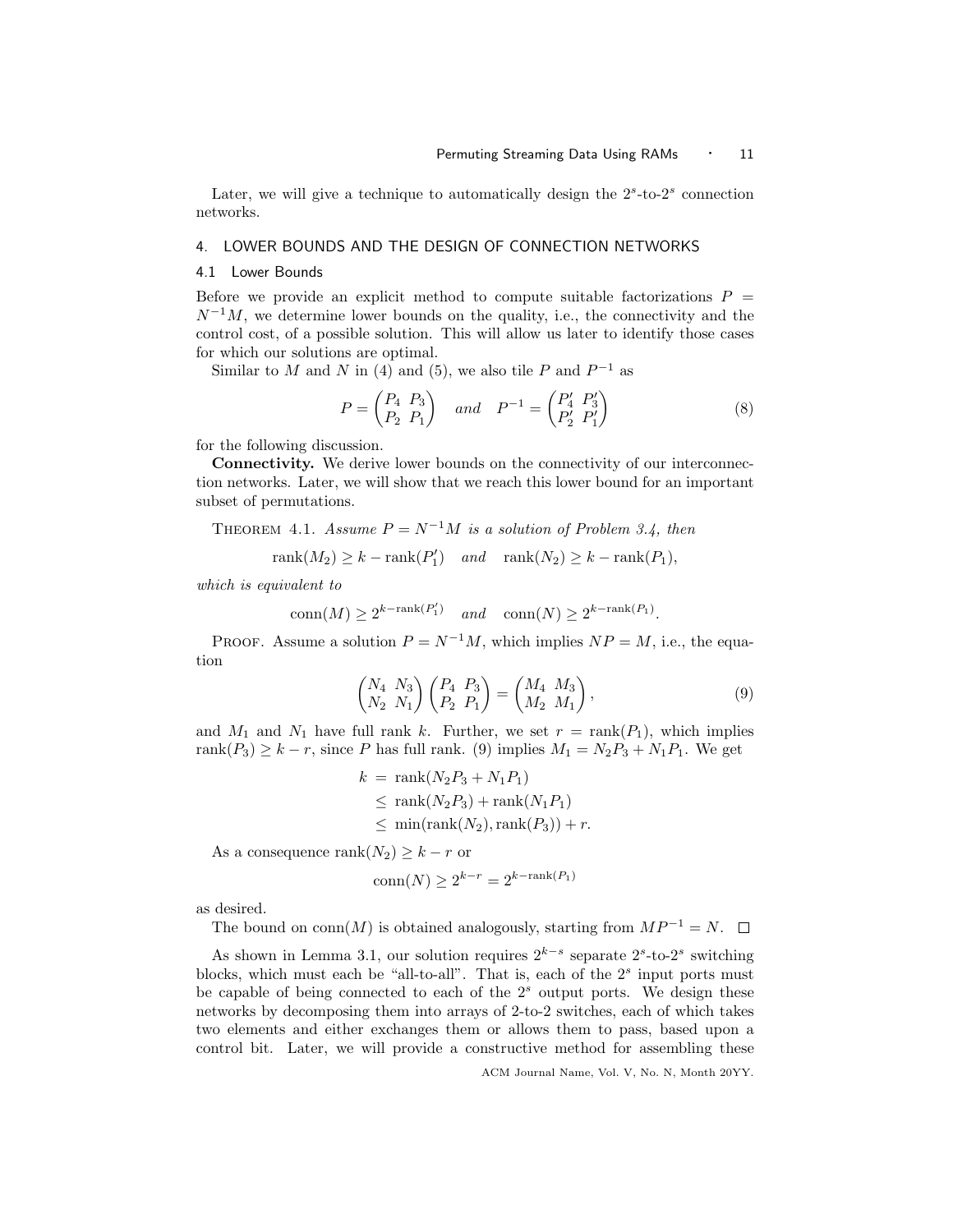Later, we will give a technique to automatically design the $2^s$-to-$2^s$ connection networks.

## 4. LOWER BOUNDS AND THE DESIGN OF CONNECTION NETWORKS

### 4.1 Lower Bounds

Before we provide an explicit method to compute suitable factorizations $P = N^{-1}M$, we determine lower bounds on the quality, i.e., the connectivity and the control cost, of a possible solution. This will allow us later to identify those cases for which our solutions are optimal.

Similar to $M$ and $N$ in (4) and (5), we also tile $P$ and $P^{-1}$ as

$$P = \begin{pmatrix} P_4 & P_3 \\ P_2 & P_1 \end{pmatrix} \quad \textit{and} \quad P^{-1} = \begin{pmatrix} P_4' & P_3' \\ P_2' & P_1' \end{pmatrix} \tag{8}$$

for the following discussion.

**Connectivity.** We derive lower bounds on the connectivity of our interconnection networks. Later, we will show that we reach this lower bound for an important subset of permutations.

THEOREM 4.1. *Assume $P = N^{-1}M$ is a solution of Problem 3.4, then*

$$\operatorname{rank}(M_2) \geq k - \operatorname{rank}(P_1') \quad \textit{and} \quad \operatorname{rank}(N_2) \geq k - \operatorname{rank}(P_1),$$

*which is equivalent to*

$$\operatorname{conn}(M) \geq 2^{k-\operatorname{rank}(P_1')} \quad \textit{and} \quad \operatorname{conn}(N) \geq 2^{k-\operatorname{rank}(P_1)}.$$

PROOF. Assume a solution $P = N^{-1}M$, which implies $NP = M$, i.e., the equation

$$\begin{pmatrix} N_4 & N_3 \\ N_2 & N_1 \end{pmatrix} \begin{pmatrix} P_4 & P_3 \\ P_2 & P_1 \end{pmatrix} = \begin{pmatrix} M_4 & M_3 \\ M_2 & M_1 \end{pmatrix}, \tag{9}$$

and $M_1$ and $N_1$ have full rank $k$. Further, we set $r = \operatorname{rank}(P_1)$, which implies $\operatorname{rank}(P_3) \geq k - r$, since $P$ has full rank. (9) implies $M_1 = N_2P_3 + N_1P_1$. We get

$$\begin{aligned} k &= \operatorname{rank}(N_2P_3 + N_1P_1) \\ &\leq \operatorname{rank}(N_2P_3) + \operatorname{rank}(N_1P_1) \\ &\leq \min(\operatorname{rank}(N_2), \operatorname{rank}(P_3)) + r. \end{aligned}$$

As a consequence $\operatorname{rank}(N_2) \geq k - r$ or

$$\operatorname{conn}(N) \geq 2^{k-r} = 2^{k-\operatorname{rank}(P_1)}$$

as desired.

The bound on $\operatorname{conn}(M)$ is obtained analogously, starting from $MP^{-1} = N$. $\square$

As shown in Lemma 3.1, our solution requires $2^{k-s}$ separate $2^s$-to-$2^s$ switching blocks, which must each be "all-to-all". That is, each of the $2^s$ input ports must be capable of being connected to each of the $2^s$ output ports. We design these networks by decomposing them into arrays of 2-to-2 switches, each of which takes two elements and either exchanges them or allows them to pass, based upon a control bit. Later, we will provide a constructive method for assembling these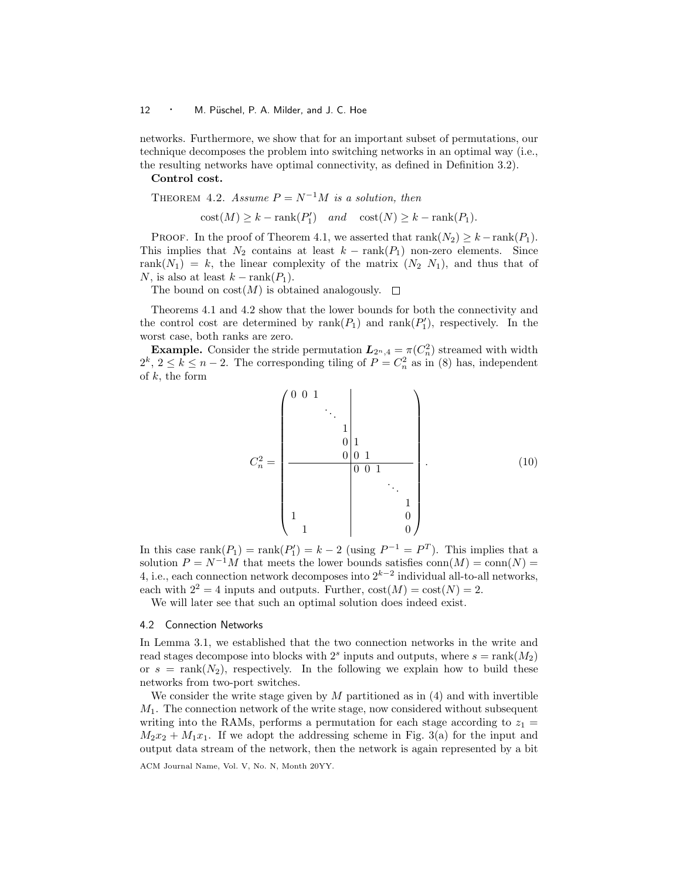networks. Furthermore, we show that for an important subset of permutations, our technique decomposes the problem into switching networks in an optimal way (i.e., the resulting networks have optimal connectivity, as defined in Definition 3.2).

**Control cost.**

THEOREM 4.2. *Assume $P = N^{-1}M$ is a solution, then*

$$\mathrm{cost}(M) \geq k - \mathrm{rank}(P_1') \quad \textit{and} \quad \mathrm{cost}(N) \geq k - \mathrm{rank}(P_1).$$

PROOF. In the proof of Theorem 4.1, we asserted that $\mathrm{rank}(N_2) \geq k - \mathrm{rank}(P_1)$. This implies that $N_2$ contains at least $k - \mathrm{rank}(P_1)$ non-zero elements. Since $\mathrm{rank}(N_1) = k$, the linear complexity of the matrix $(N_2 \ N_1)$, and thus that of $N$, is also at least $k - \mathrm{rank}(P_1)$.

The bound on $\mathrm{cost}(M)$ is obtained analogously. □

Theorems 4.1 and 4.2 show that the lower bounds for both the connectivity and the control cost are determined by $\mathrm{rank}(P_1)$ and $\mathrm{rank}(P_1')$, respectively. In the worst case, both ranks are zero.

**Example.** Consider the stride permutation $\boldsymbol{L}_{2^n,4} = \pi(C_n^2)$ streamed with width $2^k$, $2 \leq k \leq n-2$. The corresponding tiling of $P = C_n^2$ as in (8) has, independent of $k$, the form

$$C_n^2 = \left(\begin{array}{ccccc|ccccc}
0 & 0 & 1 & & & & & & & \\
 & & & \ddots & & & & & & \\
 & & & & 1 & & & & & \\
 & & & & 0 & 1 & & & & \\
 & & & & 0 & 0 & 1 & & & \\
\hline
 & & & & & 0 & 0 & 1 & & \\
 & & & & & & & & \ddots & \\
 & & & & & & & & & 1 \\
1 & & & & & & & & & 0 \\
 & 1 & & & & & & & & 0
\end{array}\right). \tag{10}$$

In this case $\mathrm{rank}(P_1) = \mathrm{rank}(P_1') = k-2$ (using $P^{-1} = P^T$). This implies that a solution $P = N^{-1}M$ that meets the lower bounds satisfies $\mathrm{conn}(M) = \mathrm{conn}(N) = 4$, i.e., each connection network decomposes into $2^{k-2}$ individual all-to-all networks, each with $2^2 = 4$ inputs and outputs. Further, $\mathrm{cost}(M) = \mathrm{cost}(N) = 2$.

We will later see that such an optimal solution does indeed exist.

### 4.2 Connection Networks

In Lemma 3.1, we established that the two connection networks in the write and read stages decompose into blocks with $2^s$ inputs and outputs, where $s = \mathrm{rank}(M_2)$ or $s = \mathrm{rank}(N_2)$, respectively. In the following we explain how to build these networks from two-port switches.

We consider the write stage given by $M$ partitioned as in (4) and with invertible $M_1$. The connection network of the write stage, now considered without subsequent writing into the RAMs, performs a permutation for each stage according to $z_1 = M_2x_2 + M_1x_1$. If we adopt the addressing scheme in Fig. 3(a) for the input and output data stream of the network, then the network is again represented by a bit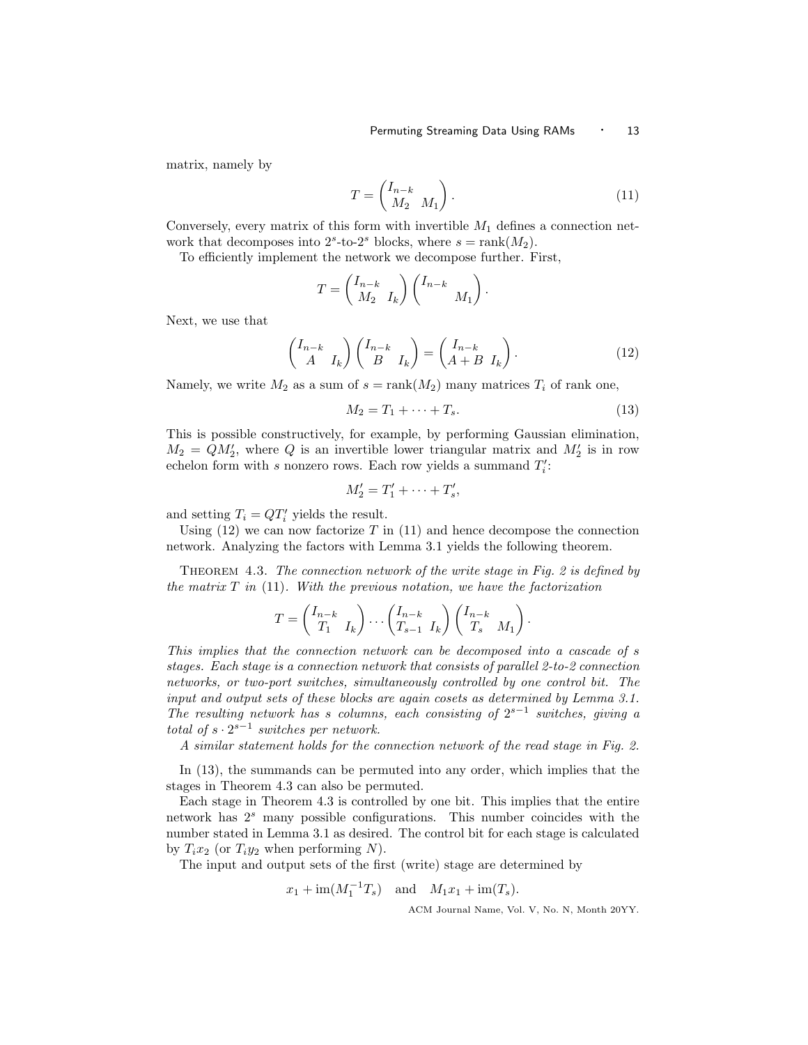matrix, namely by

$$T = \begin{pmatrix} I_{n-k} & \\ M_2 & M_1 \end{pmatrix}. \tag{11}$$

Conversely, every matrix of this form with invertible $M_1$ defines a connection network that decomposes into $2^s$-to-$2^s$ blocks, where $s = \operatorname{rank}(M_2)$.

To efficiently implement the network we decompose further. First,

$$T = \begin{pmatrix} I_{n-k} & \\ M_2 & I_k \end{pmatrix} \begin{pmatrix} I_{n-k} & \\ & M_1 \end{pmatrix}.$$

Next, we use that

$$\begin{pmatrix} I_{n-k} & \\ A & I_k \end{pmatrix} \begin{pmatrix} I_{n-k} & \\ B & I_k \end{pmatrix} = \begin{pmatrix} I_{n-k} & \\ A+B & I_k \end{pmatrix}. \tag{12}$$

Namely, we write $M_2$ as a sum of $s = \operatorname{rank}(M_2)$ many matrices $T_i$ of rank one,

$$M_2 = T_1 + \cdots + T_s. \tag{13}$$

This is possible constructively, for example, by performing Gaussian elimination, $M_2 = QM_2'$, where $Q$ is an invertible lower triangular matrix and $M_2'$ is in row echelon form with $s$ nonzero rows. Each row yields a summand $T_i'$:

$$M_2' = T_1' + \cdots + T_s',$$

and setting $T_i = QT_i'$ yields the result.

Using (12) we can now factorize $T$ in (11) and hence decompose the connection network. Analyzing the factors with Lemma 3.1 yields the following theorem.

THEOREM 4.3. *The connection network of the write stage in Fig. 2 is defined by the matrix $T$ in* (11). *With the previous notation, we have the factorization*

$$T = \begin{pmatrix} I_{n-k} & \\ T_1 & I_k \end{pmatrix} \cdots \begin{pmatrix} I_{n-k} & \\ T_{s-1} & I_k \end{pmatrix} \begin{pmatrix} I_{n-k} & \\ T_s & M_1 \end{pmatrix}.$$

*This implies that the connection network can be decomposed into a cascade of $s$ stages. Each stage is a connection network that consists of parallel 2-to-2 connection networks, or two-port switches, simultaneously controlled by one control bit. The input and output sets of these blocks are again cosets as determined by Lemma 3.1. The resulting network has $s$ columns, each consisting of $2^{s-1}$ switches, giving a total of $s \cdot 2^{s-1}$ switches per network.*

*A similar statement holds for the connection network of the read stage in Fig. 2.*

In (13), the summands can be permuted into any order, which implies that the stages in Theorem 4.3 can also be permuted.

Each stage in Theorem 4.3 is controlled by one bit. This implies that the entire network has $2^s$ many possible configurations. This number coincides with the number stated in Lemma 3.1 as desired. The control bit for each stage is calculated by $T_i x_2$ (or $T_i y_2$ when performing $N$).

The input and output sets of the first (write) stage are determined by

$$x_1 + \operatorname{im}(M_1^{-1} T_s) \quad \text{and} \quad M_1 x_1 + \operatorname{im}(T_s).$$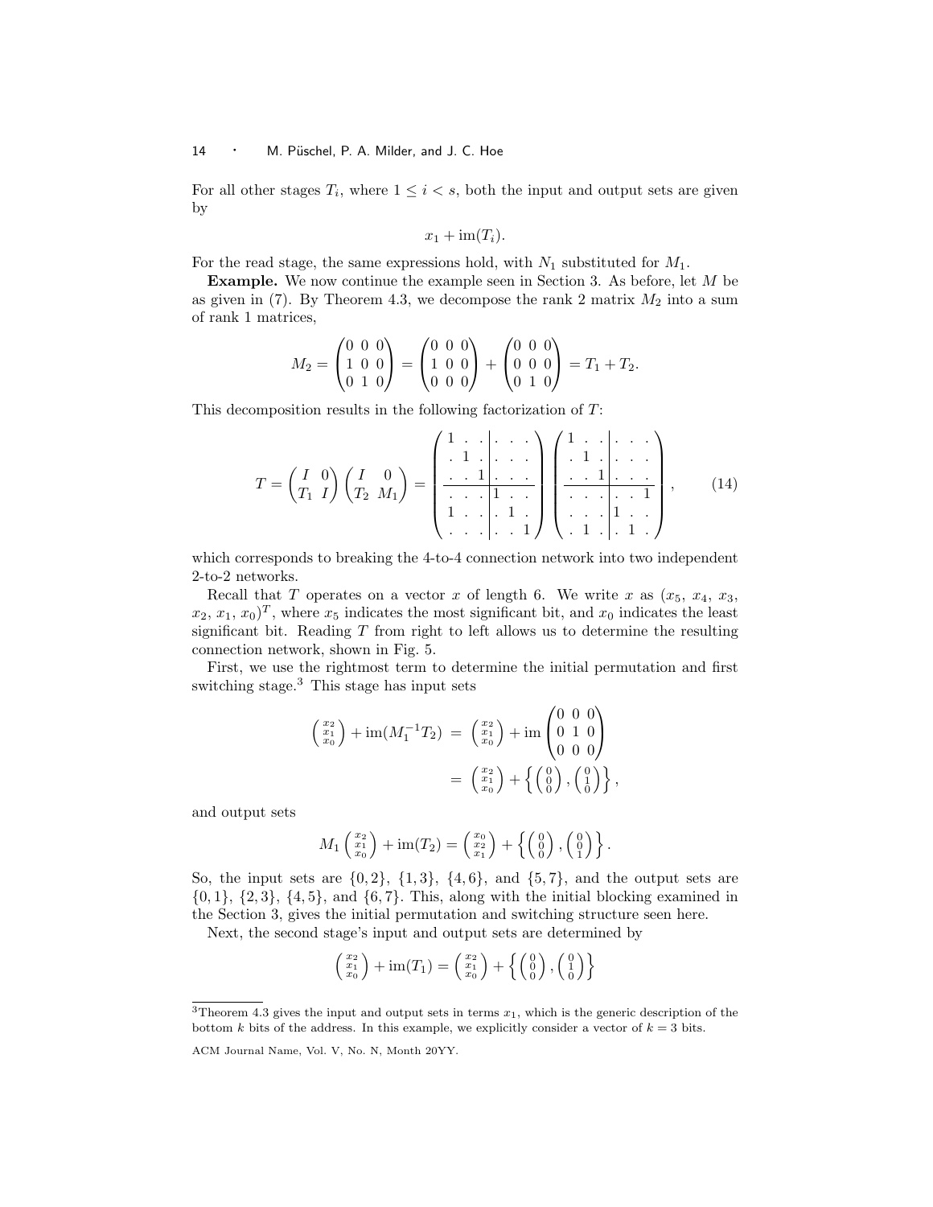For all other stages $T_i$, where $1 \leq i < s$, both the input and output sets are given by

$$x_1 + \mathrm{im}(T_i).$$

For the read stage, the same expressions hold, with $N_1$ substituted for $M_1$.

**Example.** We now continue the example seen in Section 3. As before, let $M$ be as given in (7). By Theorem 4.3, we decompose the rank 2 matrix $M_2$ into a sum of rank 1 matrices,

$$M_2 = \begin{pmatrix} 0 & 0 & 0 \\ 1 & 0 & 0 \\ 0 & 1 & 0 \end{pmatrix} = \begin{pmatrix} 0 & 0 & 0 \\ 1 & 0 & 0 \\ 0 & 0 & 0 \end{pmatrix} + \begin{pmatrix} 0 & 0 & 0 \\ 0 & 0 & 0 \\ 0 & 1 & 0 \end{pmatrix} = T_1 + T_2.$$

This decomposition results in the following factorization of $T$:

$$T = \begin{pmatrix} I & 0 \\ T_1 & I \end{pmatrix} \begin{pmatrix} I & 0 \\ T_2 & M_1 \end{pmatrix} = \left(\begin{array}{ccc|ccc} 1 & . & . & . & . & . \\ . & 1 & . & . & . & . \\ . & . & 1 & . & . & . \\ \hline . & . & . & 1 & . & . \\ 1 & . & . & . & 1 & . \\ . & . & . & . & . & 1 \end{array}\right) \left(\begin{array}{ccc|ccc} 1 & . & . & . & . & . \\ . & 1 & . & . & . & . \\ . & . & 1 & . & . & . \\ \hline . & . & . & . & . & 1 \\ . & . & . & 1 & . & . \\ . & 1 & . & . & 1 & . \end{array}\right), \tag{14}$$

which corresponds to breaking the 4-to-4 connection network into two independent 2-to-2 networks.

Recall that $T$ operates on a vector $x$ of length 6. We write $x$ as $(x_5, x_4, x_3, x_2, x_1, x_0)^T$, where $x_5$ indicates the most significant bit, and $x_0$ indicates the least significant bit. Reading $T$ from right to left allows us to determine the resulting connection network, shown in Fig. 5.

First, we use the rightmost term to determine the initial permutation and first switching stage.[3] This stage has input sets

$$\begin{aligned} \begin{pmatrix} x_2 \\ x_1 \\ x_0 \end{pmatrix} + \mathrm{im}(M_1^{-1} T_2) &= \begin{pmatrix} x_2 \\ x_1 \\ x_0 \end{pmatrix} + \mathrm{im} \begin{pmatrix} 0 & 0 & 0 \\ 0 & 1 & 0 \\ 0 & 0 & 0 \end{pmatrix} \\ &= \begin{pmatrix} x_2 \\ x_1 \\ x_0 \end{pmatrix} + \left\{ \begin{pmatrix} 0 \\ 0 \\ 0 \end{pmatrix}, \begin{pmatrix} 0 \\ 1 \\ 0 \end{pmatrix} \right\}, \end{aligned}$$

and output sets

$$M_1 \begin{pmatrix} x_2 \\ x_1 \\ x_0 \end{pmatrix} + \mathrm{im}(T_2) = \begin{pmatrix} x_0 \\ x_2 \\ x_1 \end{pmatrix} + \left\{ \begin{pmatrix} 0 \\ 0 \\ 0 \end{pmatrix}, \begin{pmatrix} 0 \\ 0 \\ 1 \end{pmatrix} \right\}.$$

So, the input sets are $\{0, 2\}$, $\{1, 3\}$, $\{4, 6\}$, and $\{5, 7\}$, and the output sets are $\{0, 1\}$, $\{2, 3\}$, $\{4, 5\}$, and $\{6, 7\}$. This, along with the initial blocking examined in the Section 3, gives the initial permutation and switching structure seen here.

Next, the second stage's input and output sets are determined by

$$\begin{pmatrix} x_2 \\ x_1 \\ x_0 \end{pmatrix} + \mathrm{im}(T_1) = \begin{pmatrix} x_2 \\ x_1 \\ x_0 \end{pmatrix} + \left\{ \begin{pmatrix} 0 \\ 0 \\ 0 \end{pmatrix}, \begin{pmatrix} 0 \\ 1 \\ 0 \end{pmatrix} \right\}$$

---

[3] Theorem 4.3 gives the input and output sets in terms $x_1$, which is the generic description of the bottom $k$ bits of the address. In this example, we explicitly consider a vector of $k = 3$ bits.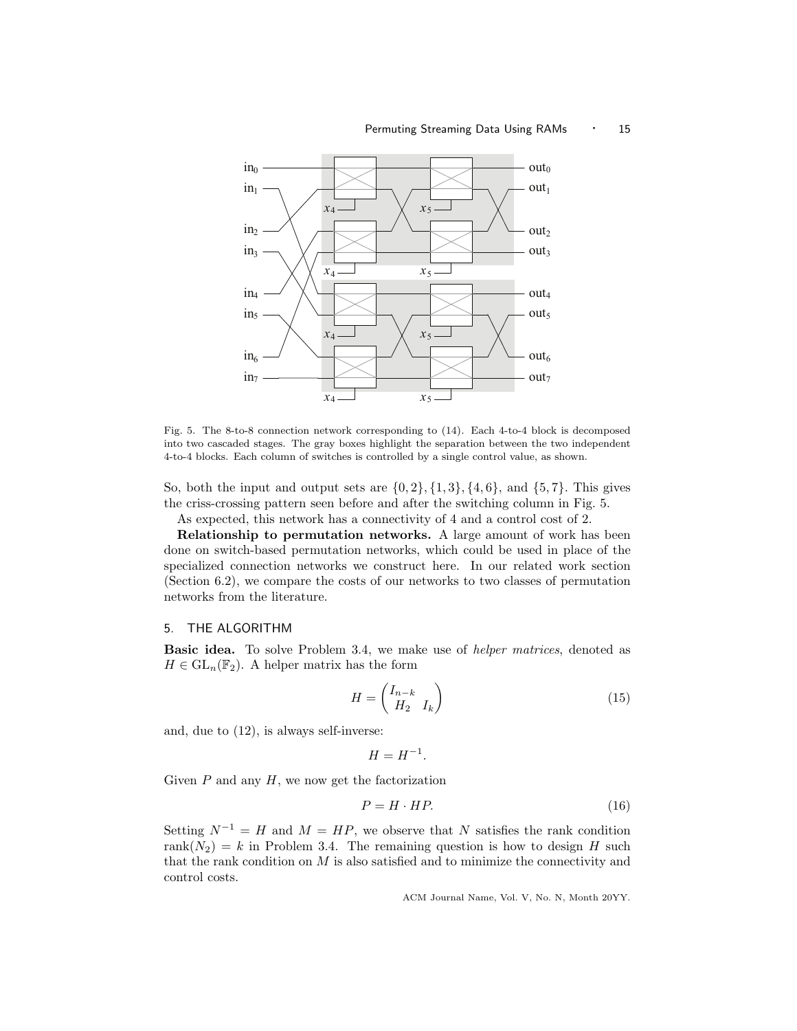Fig. 5. The 8-to-8 connection network corresponding to (14). Each 4-to-4 block is decomposed into two cascaded stages. The gray boxes highlight the separation between the two independent 4-to-4 blocks. Each column of switches is controlled by a single control value, as shown.

So, both the input and output sets are $\{0, 2\}, \{1, 3\}, \{4, 6\}$, and $\{5, 7\}$. This gives the criss-crossing pattern seen before and after the switching column in Fig. 5.

As expected, this network has a connectivity of 4 and a control cost of 2.

**Relationship to permutation networks.** A large amount of work has been done on switch-based permutation networks, which could be used in place of the specialized connection networks we construct here. In our related work section (Section 6.2), we compare the costs of our networks to two classes of permutation networks from the literature.

## 5. THE ALGORITHM

**Basic idea.** To solve Problem 3.4, we make use of *helper matrices*, denoted as $H \in \mathrm{GL}_n(\mathbb{F}_2)$. A helper matrix has the form

$$H = \begin{pmatrix} I_{n-k} & \\ H_2 & I_k \end{pmatrix} \tag{15}$$

and, due to (12), is always self-inverse:

$$H = H^{-1}.$$

Given $P$ and any $H$, we now get the factorization

$$P = H \cdot HP. \tag{16}$$

Setting $N^{-1} = H$ and $M = HP$, we observe that $N$ satisfies the rank condition $\mathrm{rank}(N_2) = k$ in Problem 3.4. The remaining question is how to design $H$ such that the rank condition on $M$ is also satisfied and to minimize the connectivity and control costs.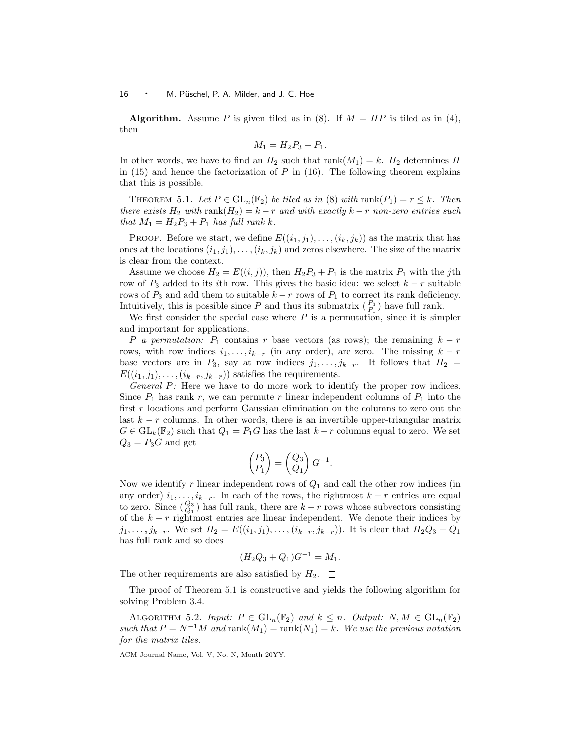**Algorithm.** Assume $P$ is given tiled as in (8). If $M = HP$ is tiled as in (4), then

$$M_1 = H_2 P_3 + P_1.$$

In other words, we have to find an $H_2$ such that $\operatorname{rank}(M_1) = k$. $H_2$ determines $H$ in (15) and hence the factorization of $P$ in (16). The following theorem explains that this is possible.

THEOREM 5.1. *Let $P \in \mathrm{GL}_n(\mathbb{F}_2)$ be tiled as in* (8) *with $\operatorname{rank}(P_1) = r \leq k$. Then there exists $H_2$ with $\operatorname{rank}(H_2) = k - r$ and with exactly $k - r$ non-zero entries such that $M_1 = H_2 P_3 + P_1$ has full rank $k$.*

PROOF. Before we start, we define $E((i_1, j_1), \ldots, (i_k, j_k))$ as the matrix that has ones at the locations $(i_1, j_1), \ldots, (i_k, j_k)$ and zeros elsewhere. The size of the matrix is clear from the context.

Assume we choose $H_2 = E((i, j))$, then $H_2 P_3 + P_1$ is the matrix $P_1$ with the $j$th row of $P_3$ added to its $i$th row. This gives the basic idea: we select $k - r$ suitable rows of $P_3$ and add them to suitable $k - r$ rows of $P_1$ to correct its rank deficiency. Intuitively, this is possible since $P$ and thus its submatrix $\left(\begin{smallmatrix} P_3 \\ P_1 \end{smallmatrix}\right)$ have full rank.

We first consider the special case where $P$ is a permutation, since it is simpler and important for applications.

*$P$ a permutation:* $P_1$ contains $r$ base vectors (as rows); the remaining $k - r$ rows, with row indices $i_1, \ldots, i_{k-r}$ (in any order), are zero. The missing $k - r$ base vectors are in $P_3$, say at row indices $j_1, \ldots, j_{k-r}$. It follows that $H_2 = E((i_1, j_1), \ldots, (i_{k-r}, j_{k-r}))$ satisfies the requirements.

*General $P$:* Here we have to do more work to identify the proper row indices. Since $P_1$ has rank $r$, we can permute $r$ linear independent columns of $P_1$ into the first $r$ locations and perform Gaussian elimination on the columns to zero out the last $k - r$ columns. In other words, there is an invertible upper-triangular matrix $G \in \mathrm{GL}_k(\mathbb{F}_2)$ such that $Q_1 = P_1 G$ has the last $k - r$ columns equal to zero. We set $Q_3 = P_3 G$ and get

$$\begin{pmatrix} P_3 \\ P_1 \end{pmatrix} = \begin{pmatrix} Q_3 \\ Q_1 \end{pmatrix} G^{-1}.$$

Now we identify $r$ linear independent rows of $Q_1$ and call the other row indices (in any order) $i_1, \ldots, i_{k-r}$. In each of the rows, the rightmost $k - r$ entries are equal to zero. Since $\left(\begin{smallmatrix} Q_3 \\ Q_1 \end{smallmatrix}\right)$ has full rank, there are $k - r$ rows whose subvectors consisting of the $k - r$ rightmost entries are linear independent. We denote their indices by $j_1, \ldots, j_{k-r}$. We set $H_2 = E((i_1, j_1), \ldots, (i_{k-r}, j_{k-r}))$. It is clear that $H_2 Q_3 + Q_1$ has full rank and so does

$$(H_2 Q_3 + Q_1) G^{-1} = M_1.$$

The other requirements are also satisfied by $H_2$. $\square$

The proof of Theorem 5.1 is constructive and yields the following algorithm for solving Problem 3.4.

ALGORITHM 5.2. *Input: $P \in \mathrm{GL}_n(\mathbb{F}_2)$ and $k \leq n$. Output: $N, M \in \mathrm{GL}_n(\mathbb{F}_2)$ such that $P = N^{-1} M$ and $\operatorname{rank}(M_1) = \operatorname{rank}(N_1) = k$. We use the previous notation for the matrix tiles.*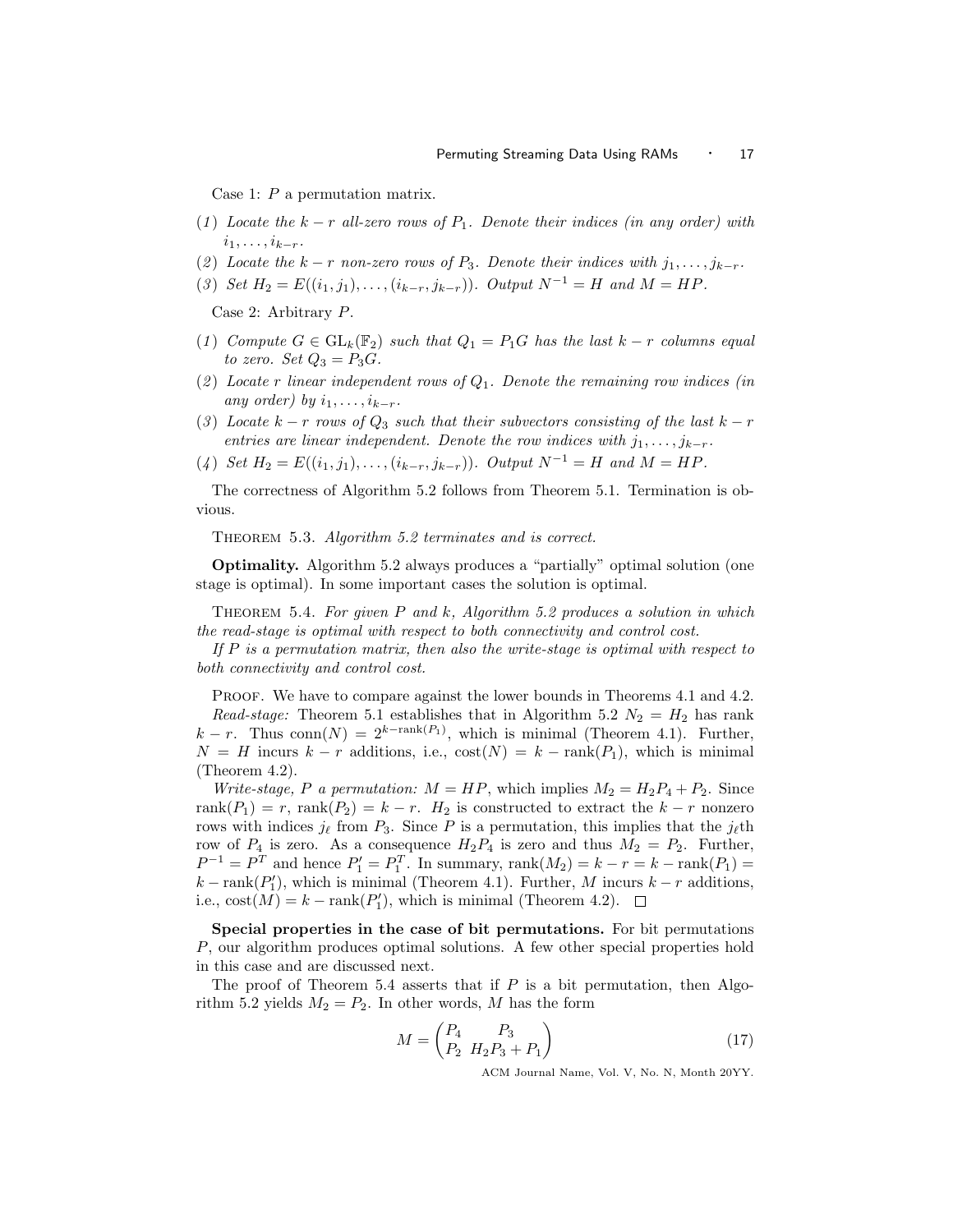Case 1: $P$ a permutation matrix.

(1) *Locate the $k-r$ all-zero rows of $P_1$. Denote their indices (in any order) with $i_1, \dots, i_{k-r}$.*

(2) *Locate the $k-r$ non-zero rows of $P_3$. Denote their indices with $j_1, \dots, j_{k-r}$.*

(3) *Set $H_2 = E((i_1, j_1), \dots, (i_{k-r}, j_{k-r}))$. Output $N^{-1} = H$ and $M = HP$.*

Case 2: Arbitrary $P$.

(1) *Compute $G \in \mathrm{GL}_k(\mathbb{F}_2)$ such that $Q_1 = P_1 G$ has the last $k-r$ columns equal to zero. Set $Q_3 = P_3 G$.*

(2) *Locate $r$ linear independent rows of $Q_1$. Denote the remaining row indices (in any order) by $i_1, \dots, i_{k-r}$.*

(3) *Locate $k-r$ rows of $Q_3$ such that their subvectors consisting of the last $k-r$ entries are linear independent. Denote the row indices with $j_1, \dots, j_{k-r}$.*

(4) *Set $H_2 = E((i_1, j_1), \dots, (i_{k-r}, j_{k-r}))$. Output $N^{-1} = H$ and $M = HP$.*

The correctness of Algorithm 5.2 follows from Theorem 5.1. Termination is obvious.

Theorem 5.3. *Algorithm 5.2 terminates and is correct.*

**Optimality.** Algorithm 5.2 always produces a "partially" optimal solution (one stage is optimal). In some important cases the solution is optimal.

Theorem 5.4. *For given $P$ and $k$, Algorithm 5.2 produces a solution in which the read-stage is optimal with respect to both connectivity and control cost.*

*If $P$ is a permutation matrix, then also the write-stage is optimal with respect to both connectivity and control cost.*

Proof. We have to compare against the lower bounds in Theorems 4.1 and 4.2.

*Read-stage:* Theorem 5.1 establishes that in Algorithm 5.2 $N_2 = H_2$ has rank $k-r$. Thus $\mathrm{conn}(N) = 2^{k-\mathrm{rank}(P_1)}$, which is minimal (Theorem 4.1). Further, $N = H$ incurs $k-r$ additions, i.e., $\mathrm{cost}(N) = k - \mathrm{rank}(P_1)$, which is minimal (Theorem 4.2).

*Write-stage, $P$ a permutation:* $M = HP$, which implies $M_2 = H_2 P_4 + P_2$. Since $\mathrm{rank}(P_1) = r$, $\mathrm{rank}(P_2) = k-r$. $H_2$ is constructed to extract the $k-r$ nonzero rows with indices $j_\ell$ from $P_3$. Since $P$ is a permutation, this implies that the $j_\ell$th row of $P_4$ is zero. As a consequence $H_2 P_4$ is zero and thus $M_2 = P_2$. Further, $P^{-1} = P^T$ and hence $P_1' = P_1^T$. In summary, $\mathrm{rank}(M_2) = k - r = k - \mathrm{rank}(P_1) = k - \mathrm{rank}(P_1')$, which is minimal (Theorem 4.1). Further, $M$ incurs $k-r$ additions, i.e., $\mathrm{cost}(M) = k - \mathrm{rank}(P_1')$, which is minimal (Theorem 4.2). $\square$

**Special properties in the case of bit permutations.** For bit permutations $P$, our algorithm produces optimal solutions. A few other special properties hold in this case and are discussed next.

The proof of Theorem 5.4 asserts that if $P$ is a bit permutation, then Algorithm 5.2 yields $M_2 = P_2$. In other words, $M$ has the form

$$M = \begin{pmatrix} P_4 & P_3 \\ P_2 & H_2 P_3 + P_1 \end{pmatrix} \tag{17}$$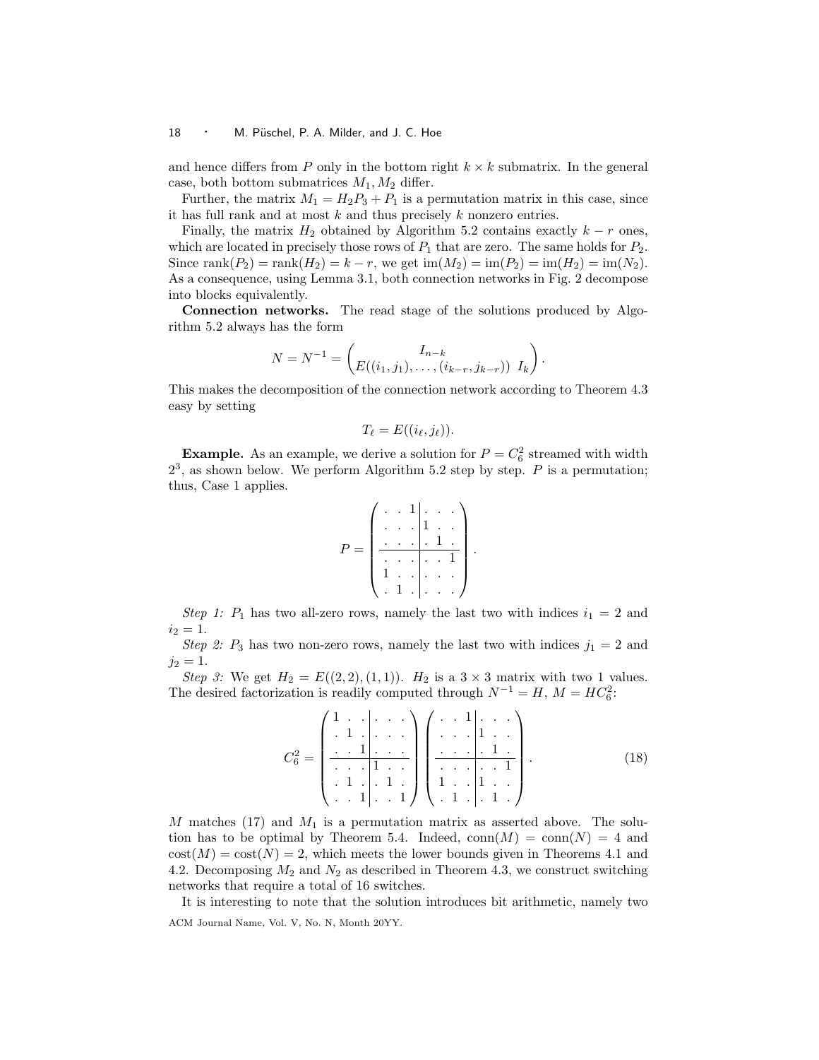and hence differs from $P$ only in the bottom right $k \times k$ submatrix. In the general case, both bottom submatrices $M_1, M_2$ differ.

Further, the matrix $M_1 = H_2 P_3 + P_1$ is a permutation matrix in this case, since it has full rank and at most $k$ and thus precisely $k$ nonzero entries.

Finally, the matrix $H_2$ obtained by Algorithm 5.2 contains exactly $k - r$ ones, which are located in precisely those rows of $P_1$ that are zero. The same holds for $P_2$. Since $\mathrm{rank}(P_2) = \mathrm{rank}(H_2) = k - r$, we get $\mathrm{im}(M_2) = \mathrm{im}(P_2) = \mathrm{im}(H_2) = \mathrm{im}(N_2)$. As a consequence, using Lemma 3.1, both connection networks in Fig. 2 decompose into blocks equivalently.

**Connection networks.** The read stage of the solutions produced by Algorithm 5.2 always has the form

$$N = N^{-1} = \begin{pmatrix} I_{n-k} & \\ E((i_1, j_1), \ldots, (i_{k-r}, j_{k-r})) & I_k \end{pmatrix}.$$

This makes the decomposition of the connection network according to Theorem 4.3 easy by setting

$$T_\ell = E((i_\ell, j_\ell)).$$

**Example.** As an example, we derive a solution for $P = C_6^2$ streamed with width $2^3$, as shown below. We perform Algorithm 5.2 step by step. $P$ is a permutation; thus, Case 1 applies.

$$P = \left(\begin{array}{ccc|ccc} \cdot & \cdot & 1 & \cdot & \cdot & \cdot \\ \cdot & \cdot & \cdot & 1 & \cdot & \cdot \\ \cdot & \cdot & \cdot & \cdot & 1 & \cdot \\ \hline \cdot & \cdot & \cdot & \cdot & \cdot & 1 \\ 1 & \cdot & \cdot & \cdot & \cdot & \cdot \\ \cdot & 1 & \cdot & \cdot & \cdot & \cdot \end{array}\right).$$

*Step 1:* $P_1$ has two all-zero rows, namely the last two with indices $i_1 = 2$ and $i_2 = 1$.

*Step 2:* $P_3$ has two non-zero rows, namely the last two with indices $j_1 = 2$ and $j_2 = 1$.

*Step 3:* We get $H_2 = E((2, 2), (1, 1))$. $H_2$ is a $3 \times 3$ matrix with two 1 values. The desired factorization is readily computed through $N^{-1} = H$, $M = HC_6^2$:

$$C_6^2 = \left(\begin{array}{ccc|ccc} 1 & \cdot & \cdot & \cdot & \cdot & \cdot \\ \cdot & 1 & \cdot & \cdot & \cdot & \cdot \\ \cdot & \cdot & 1 & \cdot & \cdot & \cdot \\ \hline \cdot & \cdot & \cdot & 1 & \cdot & \cdot \\ \cdot & 1 & \cdot & \cdot & 1 & \cdot \\ \cdot & \cdot & 1 & \cdot & \cdot & 1 \end{array}\right) \left(\begin{array}{ccc|ccc} \cdot & \cdot & 1 & \cdot & \cdot & \cdot \\ \cdot & \cdot & \cdot & 1 & \cdot & \cdot \\ \cdot & \cdot & \cdot & \cdot & 1 & \cdot \\ \hline \cdot & \cdot & \cdot & \cdot & \cdot & 1 \\ 1 & \cdot & \cdot & 1 & \cdot & \cdot \\ \cdot & 1 & \cdot & \cdot & 1 & \cdot \end{array}\right). \tag{18}$$

$M$ matches (17) and $M_1$ is a permutation matrix as asserted above. The solution has to be optimal by Theorem 5.4. Indeed, $\mathrm{conn}(M) = \mathrm{conn}(N) = 4$ and $\mathrm{cost}(M) = \mathrm{cost}(N) = 2$, which meets the lower bounds given in Theorems 4.1 and 4.2. Decomposing $M_2$ and $N_2$ as described in Theorem 4.3, we construct switching networks that require a total of 16 switches.

It is interesting to note that the solution introduces bit arithmetic, namely two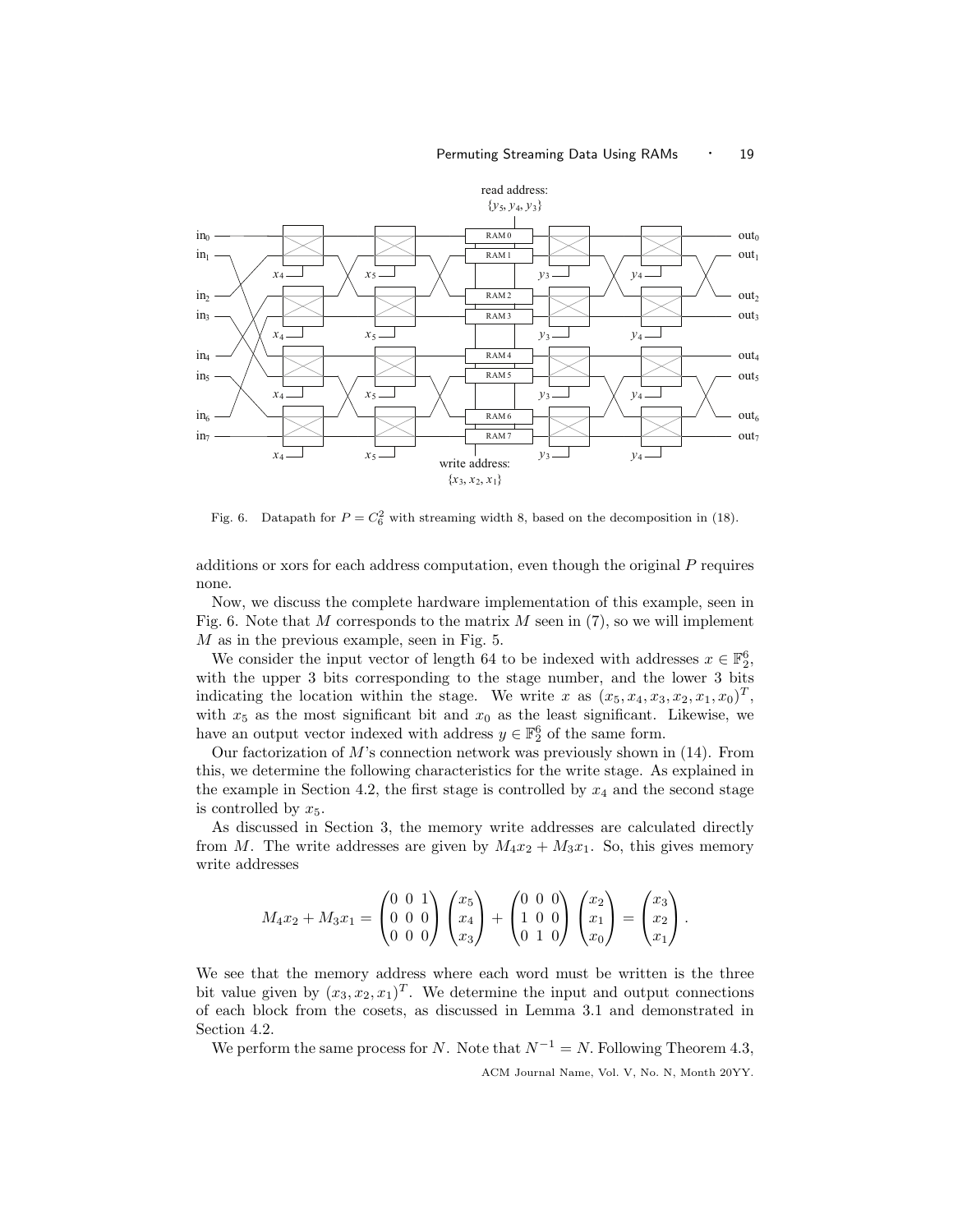Fig. 6. Datapath for $P = C_6^2$ with streaming width 8, based on the decomposition in (18).

additions or xors for each address computation, even though the original $P$ requires none.

Now, we discuss the complete hardware implementation of this example, seen in Fig. 6. Note that $M$ corresponds to the matrix $M$ seen in (7), so we will implement $M$ as in the previous example, seen in Fig. 5.

We consider the input vector of length 64 to be indexed with addresses $x \in \mathbb{F}_2^6$, with the upper 3 bits corresponding to the stage number, and the lower 3 bits indicating the location within the stage. We write $x$ as $(x_5, x_4, x_3, x_2, x_1, x_0)^T$, with $x_5$ as the most significant bit and $x_0$ as the least significant. Likewise, we have an output vector indexed with address $y \in \mathbb{F}_2^6$ of the same form.

Our factorization of $M$'s connection network was previously shown in (14). From this, we determine the following characteristics for the write stage. As explained in the example in Section 4.2, the first stage is controlled by $x_4$ and the second stage is controlled by $x_5$.

As discussed in Section 3, the memory write addresses are calculated directly from $M$. The write addresses are given by $M_4 x_2 + M_3 x_1$. So, this gives memory write addresses

$$M_4 x_2 + M_3 x_1 = \begin{pmatrix} 0 & 0 & 1 \\ 0 & 0 & 0 \\ 0 & 0 & 0 \end{pmatrix} \begin{pmatrix} x_5 \\ x_4 \\ x_3 \end{pmatrix} + \begin{pmatrix} 0 & 0 & 0 \\ 1 & 0 & 0 \\ 0 & 1 & 0 \end{pmatrix} \begin{pmatrix} x_2 \\ x_1 \\ x_0 \end{pmatrix} = \begin{pmatrix} x_3 \\ x_2 \\ x_1 \end{pmatrix}.$$

We see that the memory address where each word must be written is the three bit value given by $(x_3, x_2, x_1)^T$. We determine the input and output connections of each block from the cosets, as discussed in Lemma 3.1 and demonstrated in Section 4.2.

We perform the same process for $N$. Note that $N^{-1} = N$. Following Theorem 4.3,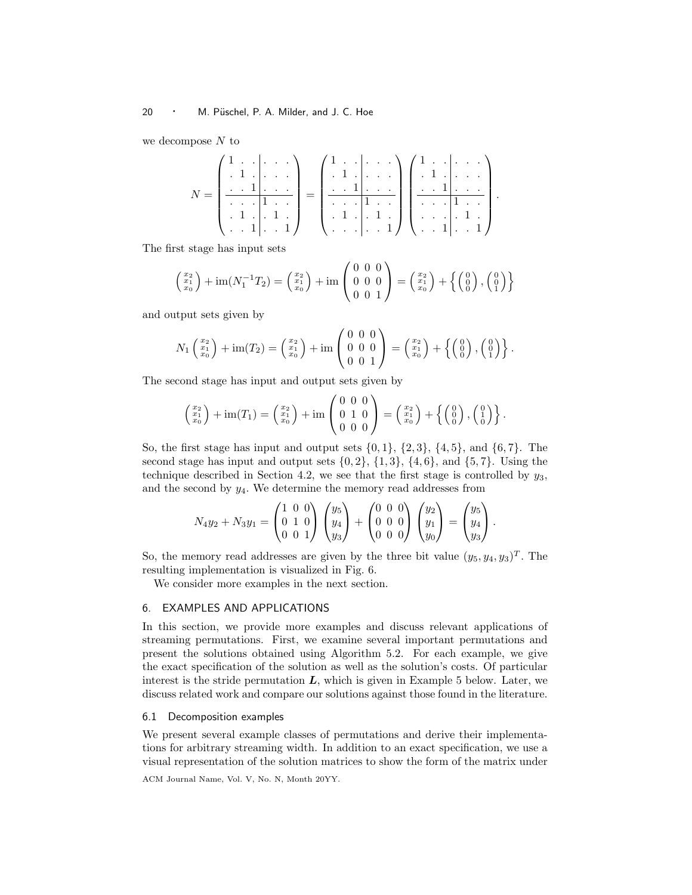we decompose $N$ to

$$N = \left(\begin{array}{ccc|ccc} 1 & . & . & . & . & . \\ . & 1 & . & . & . & . \\ . & . & 1 & . & . & . \\ \hline . & . & . & 1 & . & . \\ . & 1 & . & . & 1 & . \\ . & . & 1 & . & . & 1 \end{array}\right) = \left(\begin{array}{ccc|ccc} 1 & . & . & . & . & . \\ . & 1 & . & . & . & . \\ . & . & 1 & . & . & . \\ \hline . & . & . & 1 & . & . \\ . & 1 & . & . & 1 & . \\ . & . & . & . & . & 1 \end{array}\right) \left(\begin{array}{ccc|ccc} 1 & . & . & . & . & . \\ . & 1 & . & . & . & . \\ . & . & 1 & . & . & . \\ \hline . & . & . & 1 & . & . \\ . & . & . & . & 1 & . \\ . & . & 1 & . & . & 1 \end{array}\right).$$

The first stage has input sets

$$\left(\begin{smallmatrix} x_2 \\ x_1 \\ x_0 \end{smallmatrix}\right) + \operatorname{im}(N_1^{-1}T_2) = \left(\begin{smallmatrix} x_2 \\ x_1 \\ x_0 \end{smallmatrix}\right) + \operatorname{im}\begin{pmatrix} 0 & 0 & 0 \\ 0 & 0 & 0 \\ 0 & 0 & 1 \end{pmatrix} = \left(\begin{smallmatrix} x_2 \\ x_1 \\ x_0 \end{smallmatrix}\right) + \left\{ \left(\begin{smallmatrix} 0 \\ 0 \\ 0 \end{smallmatrix}\right), \left(\begin{smallmatrix} 0 \\ 0 \\ 1 \end{smallmatrix}\right) \right\}$$

and output sets given by

$$N_1 \left(\begin{smallmatrix} x_2 \\ x_1 \\ x_0 \end{smallmatrix}\right) + \operatorname{im}(T_2) = \left(\begin{smallmatrix} x_2 \\ x_1 \\ x_0 \end{smallmatrix}\right) + \operatorname{im}\begin{pmatrix} 0 & 0 & 0 \\ 0 & 0 & 0 \\ 0 & 0 & 1 \end{pmatrix} = \left(\begin{smallmatrix} x_2 \\ x_1 \\ x_0 \end{smallmatrix}\right) + \left\{ \left(\begin{smallmatrix} 0 \\ 0 \\ 0 \end{smallmatrix}\right), \left(\begin{smallmatrix} 0 \\ 0 \\ 1 \end{smallmatrix}\right) \right\}.$$

The second stage has input and output sets given by

$$\left(\begin{smallmatrix} x_2 \\ x_1 \\ x_0 \end{smallmatrix}\right) + \operatorname{im}(T_1) = \left(\begin{smallmatrix} x_2 \\ x_1 \\ x_0 \end{smallmatrix}\right) + \operatorname{im}\begin{pmatrix} 0 & 0 & 0 \\ 0 & 1 & 0 \\ 0 & 0 & 0 \end{pmatrix} = \left(\begin{smallmatrix} x_2 \\ x_1 \\ x_0 \end{smallmatrix}\right) + \left\{ \left(\begin{smallmatrix} 0 \\ 0 \\ 0 \end{smallmatrix}\right), \left(\begin{smallmatrix} 0 \\ 1 \\ 0 \end{smallmatrix}\right) \right\}.$$

So, the first stage has input and output sets $\{0, 1\}$, $\{2, 3\}$, $\{4, 5\}$, and $\{6, 7\}$. The second stage has input and output sets $\{0, 2\}$, $\{1, 3\}$, $\{4, 6\}$, and $\{5, 7\}$. Using the technique described in Section 4.2, we see that the first stage is controlled by $y_3$, and the second by $y_4$. We determine the memory read addresses from

$$N_4 y_2 + N_3 y_1 = \begin{pmatrix} 1 & 0 & 0 \\ 0 & 1 & 0 \\ 0 & 0 & 1 \end{pmatrix} \begin{pmatrix} y_5 \\ y_4 \\ y_3 \end{pmatrix} + \begin{pmatrix} 0 & 0 & 0 \\ 0 & 0 & 0 \\ 0 & 0 & 0 \end{pmatrix} \begin{pmatrix} y_2 \\ y_1 \\ y_0 \end{pmatrix} = \begin{pmatrix} y_5 \\ y_4 \\ y_3 \end{pmatrix}.$$

So, the memory read addresses are given by the three bit value $(y_5, y_4, y_3)^T$. The resulting implementation is visualized in Fig. 6.

We consider more examples in the next section.

## 6. EXAMPLES AND APPLICATIONS

In this section, we provide more examples and discuss relevant applications of streaming permutations. First, we examine several important permutations and present the solutions obtained using Algorithm 5.2. For each example, we give the exact specification of the solution as well as the solution's costs. Of particular interest is the stride permutation $\boldsymbol{L}$, which is given in Example 5 below. Later, we discuss related work and compare our solutions against those found in the literature.

### 6.1 Decomposition examples

We present several example classes of permutations and derive their implementations for arbitrary streaming width. In addition to an exact specification, we use a visual representation of the solution matrices to show the form of the matrix under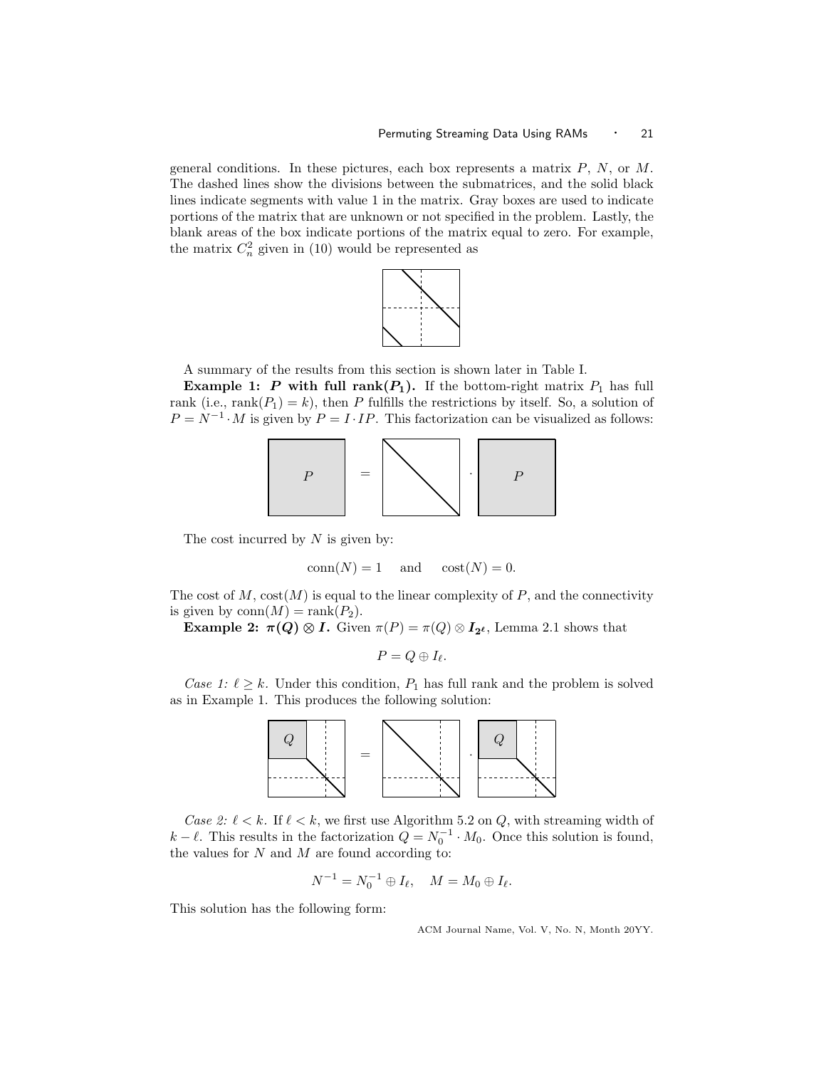general conditions. In these pictures, each box represents a matrix $P$, $N$, or $M$. The dashed lines show the divisions between the submatrices, and the solid black lines indicate segments with value 1 in the matrix. Gray boxes are used to indicate portions of the matrix that are unknown or not specified in the problem. Lastly, the blank areas of the box indicate portions of the matrix equal to zero. For example, the matrix $C_n^2$ given in (10) would be represented as

A summary of the results from this section is shown later in Table I.

**Example 1: $P$ with full rank($P_1$).** If the bottom-right matrix $P_1$ has full rank (i.e., $\text{rank}(P_1) = k$), then $P$ fulfills the restrictions by itself. So, a solution of $P = N^{-1} \cdot M$ is given by $P = I \cdot IP$. This factorization can be visualized as follows:

The cost incurred by $N$ is given by:

$$\text{conn}(N) = 1 \quad \text{and} \quad \text{cost}(N) = 0.$$

The cost of $M$, $\text{cost}(M)$ is equal to the linear complexity of $P$, and the connectivity is given by $\text{conn}(M) = \text{rank}(P_2)$.

**Example 2: $\pi(Q) \otimes I$.** Given $\pi(P) = \pi(Q) \otimes I_{2^\ell}$, Lemma 2.1 shows that

$$P = Q \oplus I_\ell.$$

*Case 1: $\ell \geq k$.* Under this condition, $P_1$ has full rank and the problem is solved as in Example 1. This produces the following solution:

*Case 2: $\ell < k$.* If $\ell < k$, we first use Algorithm 5.2 on $Q$, with streaming width of $k - \ell$. This results in the factorization $Q = N_0^{-1} \cdot M_0$. Once this solution is found, the values for $N$ and $M$ are found according to:

$$N^{-1} = N_0^{-1} \oplus I_\ell, \quad M = M_0 \oplus I_\ell.$$

This solution has the following form: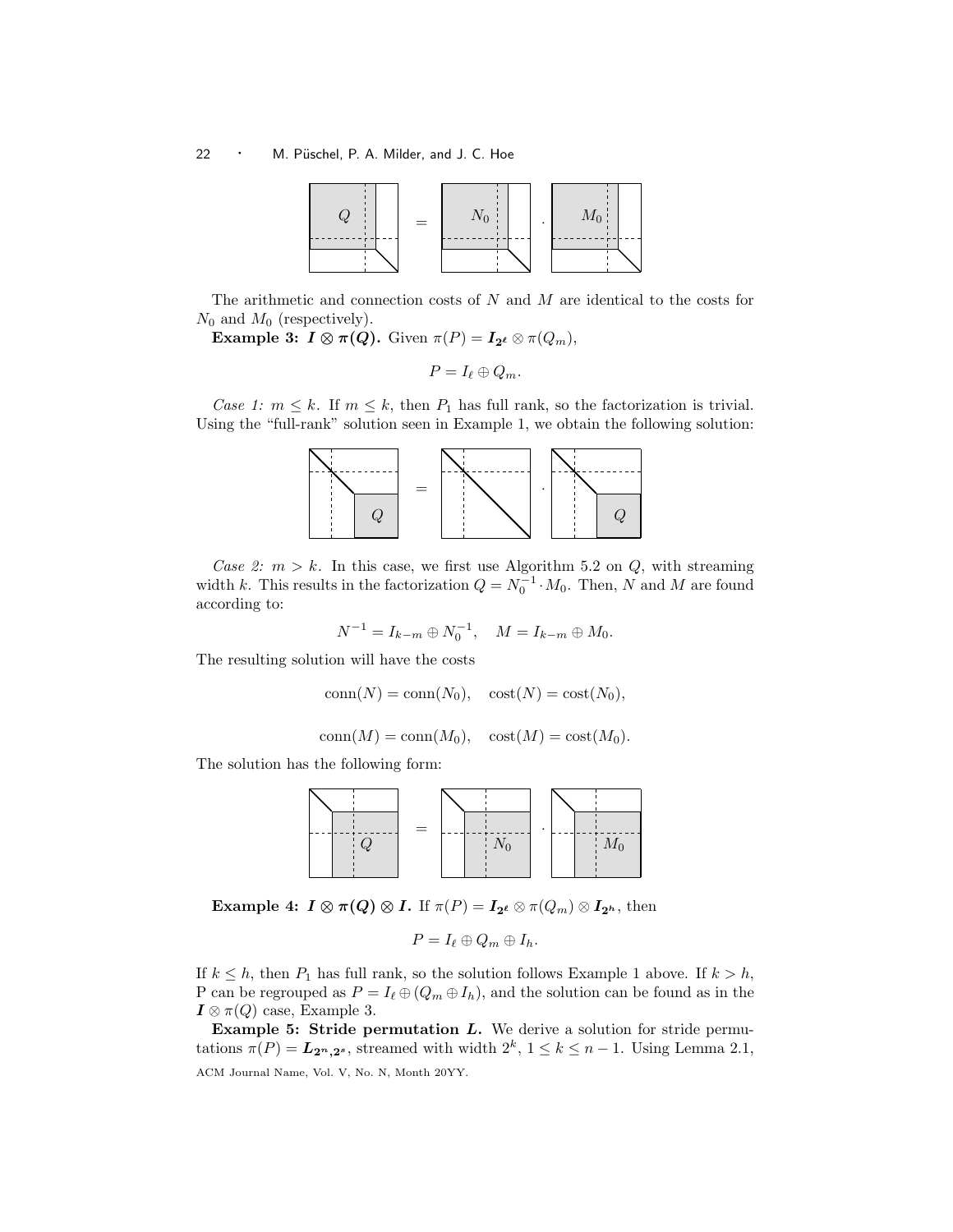The arithmetic and connection costs of $N$ and $M$ are identical to the costs for $N_0$ and $M_0$ (respectively).

**Example 3: $\boldsymbol{I} \otimes \boldsymbol{\pi(Q)}$.** Given $\pi(P) = \boldsymbol{I}_{\boldsymbol{2^\ell}} \otimes \pi(Q_m)$,

$$P = I_\ell \oplus Q_m.$$

*Case 1:* $m \leq k$. If $m \leq k$, then $P_1$ has full rank, so the factorization is trivial. Using the "full-rank" solution seen in Example 1, we obtain the following solution:

*Case 2:* $m > k$. In this case, we first use Algorithm 5.2 on $Q$, with streaming width $k$. This results in the factorization $Q = N_0^{-1} \cdot M_0$. Then, $N$ and $M$ are found according to:

$$N^{-1} = I_{k-m} \oplus N_0^{-1}, \quad M = I_{k-m} \oplus M_0.$$

The resulting solution will have the costs

$$\text{conn}(N) = \text{conn}(N_0), \quad \text{cost}(N) = \text{cost}(N_0),$$

$$\text{conn}(M) = \text{conn}(M_0), \quad \text{cost}(M) = \text{cost}(M_0).$$

The solution has the following form:

**Example 4: $\boldsymbol{I} \otimes \boldsymbol{\pi(Q)} \otimes \boldsymbol{I}$.** If $\pi(P) = \boldsymbol{I}_{\boldsymbol{2^\ell}} \otimes \pi(Q_m) \otimes \boldsymbol{I}_{\boldsymbol{2^h}}$, then

$$P = I_\ell \oplus Q_m \oplus I_h.$$

If $k \leq h$, then $P_1$ has full rank, so the solution follows Example 1 above. If $k > h$, P can be regrouped as $P = I_\ell \oplus (Q_m \oplus I_h)$, and the solution can be found as in the $\boldsymbol{I} \otimes \pi(Q)$ case, Example 3.

**Example 5: Stride permutation $\boldsymbol{L}$.** We derive a solution for stride permutations $\pi(P) = \boldsymbol{L}_{\boldsymbol{2^n},\boldsymbol{2^s}}$, streamed with width $2^k$, $1 \leq k \leq n-1$. Using Lemma 2.1,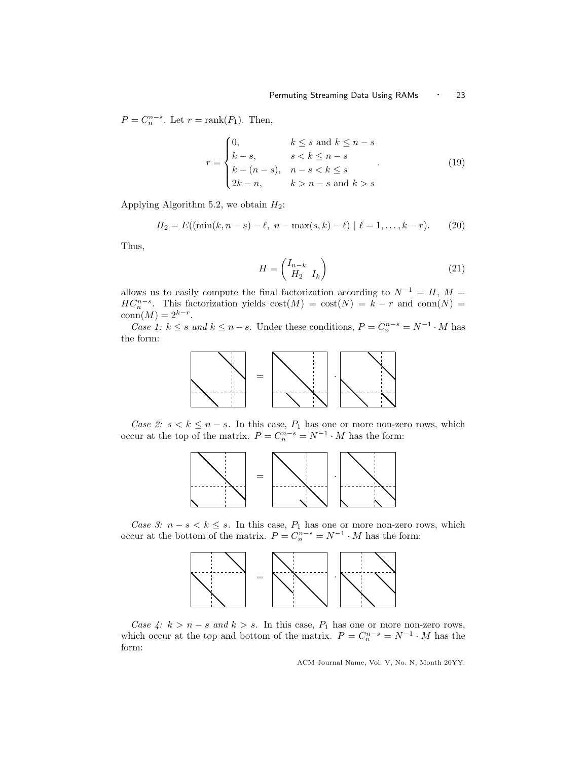$P = C_n^{n-s}$. Let $r = \operatorname{rank}(P_1)$. Then,

$$r = \begin{cases} 0, & k \le s \text{ and } k \le n-s \\ k-s, & s < k \le n-s \\ k-(n-s), & n-s < k \le s \\ 2k-n, & k > n-s \text{ and } k > s \end{cases} . \tag{19}$$

Applying Algorithm 5.2, we obtain $H_2$:

$$H_2 = E((\min(k, n-s) - \ell,\ n - \max(s,k) - \ell) \mid \ell = 1, \ldots, k-r). \tag{20}$$

Thus,

$$H = \begin{pmatrix} I_{n-k} & \\ H_2 & I_k \end{pmatrix} \tag{21}$$

allows us to easily compute the final factorization according to $N^{-1} = H$, $M = HC_n^{n-s}$. This factorization yields $\operatorname{cost}(M) = \operatorname{cost}(N) = k - r$ and $\operatorname{conn}(N) = \operatorname{conn}(M) = 2^{k-r}$.

*Case 1: $k \le s$ and $k \le n-s$.* Under these conditions, $P = C_n^{n-s} = N^{-1} \cdot M$ has the form:

*Case 2: $s < k \le n-s$.* In this case, $P_1$ has one or more non-zero rows, which occur at the top of the matrix. $P = C_n^{n-s} = N^{-1} \cdot M$ has the form:

*Case 3: $n-s < k \le s$.* In this case, $P_1$ has one or more non-zero rows, which occur at the bottom of the matrix. $P = C_n^{n-s} = N^{-1} \cdot M$ has the form:

*Case 4: $k > n-s$ and $k > s$.* In this case, $P_1$ has one or more non-zero rows, which occur at the top and bottom of the matrix. $P = C_n^{n-s} = N^{-1} \cdot M$ has the form: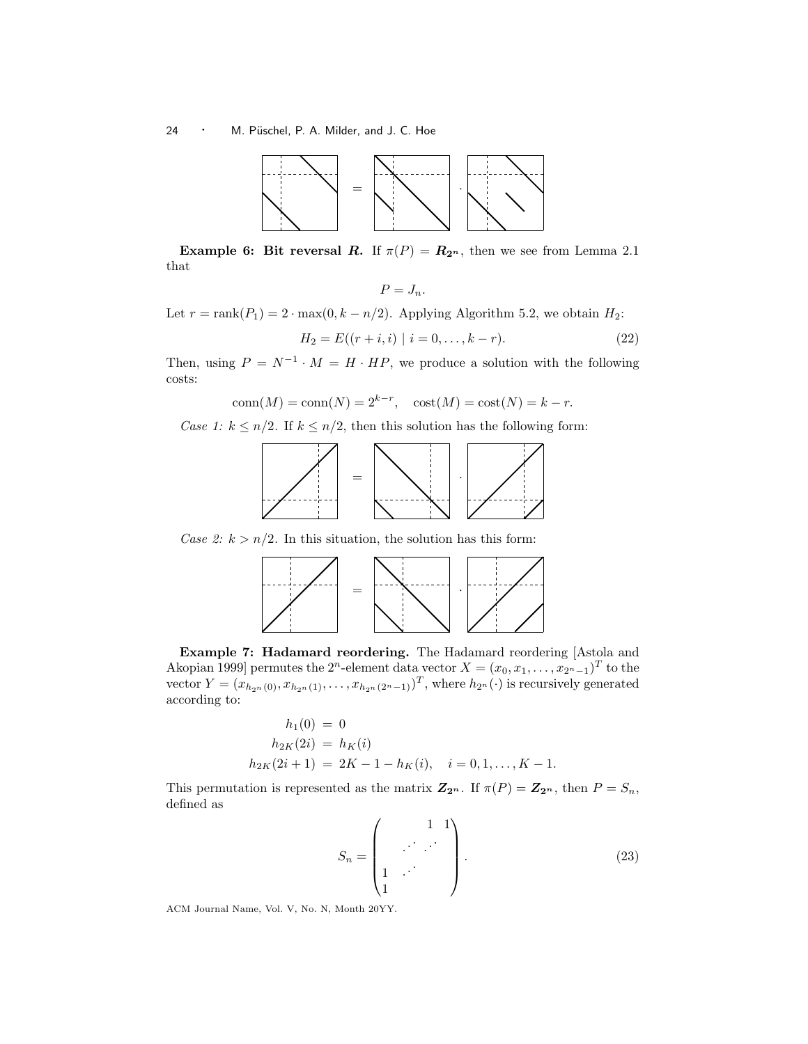**Example 6: Bit reversal $\boldsymbol{R}$.** If $\pi(P) = \boldsymbol{R_{2^n}}$, then we see from Lemma 2.1 that

$$P = J_n.$$

Let $r = \text{rank}(P_1) = 2 \cdot \max(0, k - n/2)$. Applying Algorithm 5.2, we obtain $H_2$:

$$H_2 = E((r + i, i) \mid i = 0, \ldots, k - r). \tag{22}$$

Then, using $P = N^{-1} \cdot M = H \cdot HP$, we produce a solution with the following costs:

$$\text{conn}(M) = \text{conn}(N) = 2^{k-r}, \quad \text{cost}(M) = \text{cost}(N) = k - r.$$

*Case 1: $k \leq n/2$.* If $k \leq n/2$, then this solution has the following form:

*Case 2: $k > n/2$.* In this situation, the solution has this form:

**Example 7: Hadamard reordering.** The Hadamard reordering [Astola and Akopian 1999] permutes the $2^n$-element data vector $X = (x_0, x_1, \ldots, x_{2^n-1})^T$ to the vector $Y = (x_{h_{2^n}(0)}, x_{h_{2^n}(1)}, \ldots, x_{h_{2^n}(2^n-1)})^T$, where $h_{2^n}(\cdot)$ is recursively generated according to:

$$\begin{aligned} h_1(0) &= 0 \\ h_{2K}(2i) &= h_K(i) \\ h_{2K}(2i+1) &= 2K - 1 - h_K(i), \quad i = 0, 1, \ldots, K-1. \end{aligned}$$

This permutation is represented as the matrix $\boldsymbol{Z_{2^n}}$. If $\pi(P) = \boldsymbol{Z_{2^n}}$, then $P = S_n$, defined as

$$S_n = \begin{pmatrix} & & 1 & 1 \\ & \iddots & \iddots & \\ 1 & \iddots & & \\ 1 & & & \end{pmatrix}. \tag{23}$$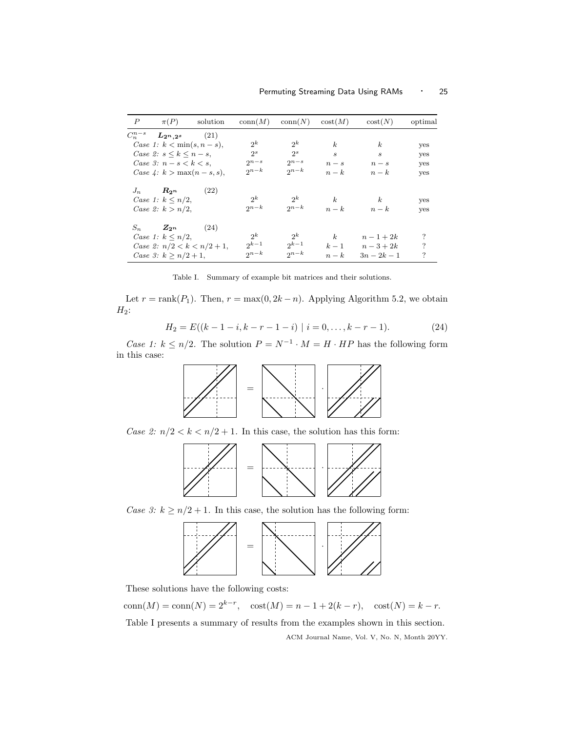| $P$ | $\pi(P)$ | solution | $\text{conn}(M)$ | $\text{conn}(N)$ | $\text{cost}(M)$ | $\text{cost}(N)$ | optimal |
|---|---|---|---|---|---|---|---|
| $C_n^{n-s}$ | $\boldsymbol{L_{2^n,2^s}}$ | (21) | | | | | |
| *Case 1:* $k < \min(s, n-s)$, | | | $2^k$ | $2^k$ | $k$ | $k$ | yes |
| *Case 2:* $s \leq k \leq n-s$, | | | $2^s$ | $2^s$ | $s$ | $s$ | yes |
| *Case 3:* $n-s < k < s$, | | | $2^{n-s}$ | $2^{n-s}$ | $n-s$ | $n-s$ | yes |
| *Case 4:* $k > \max(n-s, s)$, | | | $2^{n-k}$ | $2^{n-k}$ | $n-k$ | $n-k$ | yes |
| $J_n$ | $\boldsymbol{R_{2^n}}$ | (22) | | | | | |
| *Case 1:* $k \leq n/2$, | | | $2^k$ | $2^k$ | $k$ | $k$ | yes |
| *Case 2:* $k > n/2$, | | | $2^{n-k}$ | $2^{n-k}$ | $n-k$ | $n-k$ | yes |
| $S_n$ | $\boldsymbol{Z_{2^n}}$ | (24) | | | | | |
| *Case 1:* $k \leq n/2$, | | | $2^k$ | $2^k$ | $k$ | $n-1+2k$ | ? |
| *Case 2:* $n/2 < k < n/2+1$, | | | $2^{k-1}$ | $2^{k-1}$ | $k-1$ | $n-3+2k$ | ? |
| *Case 3:* $k \geq n/2+1$, | | | $2^{n-k}$ | $2^{n-k}$ | $n-k$ | $3n-2k-1$ | ? |

Table I. Summary of example bit matrices and their solutions.

Let $r = \text{rank}(P_1)$. Then, $r = \max(0, 2k-n)$. Applying Algorithm 5.2, we obtain $H_2$:

$$H_2 = E((k-1-i, k-r-1-i) \mid i = 0, \dots, k-r-1). \tag{24}$$

*Case 1:* $k \leq n/2$. The solution $P = N^{-1} \cdot M = H \cdot HP$ has the following form in this case:

*Case 2:* $n/2 < k < n/2+1$. In this case, the solution has this form:

*Case 3:* $k \geq n/2+1$. In this case, the solution has the following form:

These solutions have the following costs:

$$\text{conn}(M) = \text{conn}(N) = 2^{k-r}, \quad \text{cost}(M) = n - 1 + 2(k-r), \quad \text{cost}(N) = k - r.$$

Table I presents a summary of results from the examples shown in this section.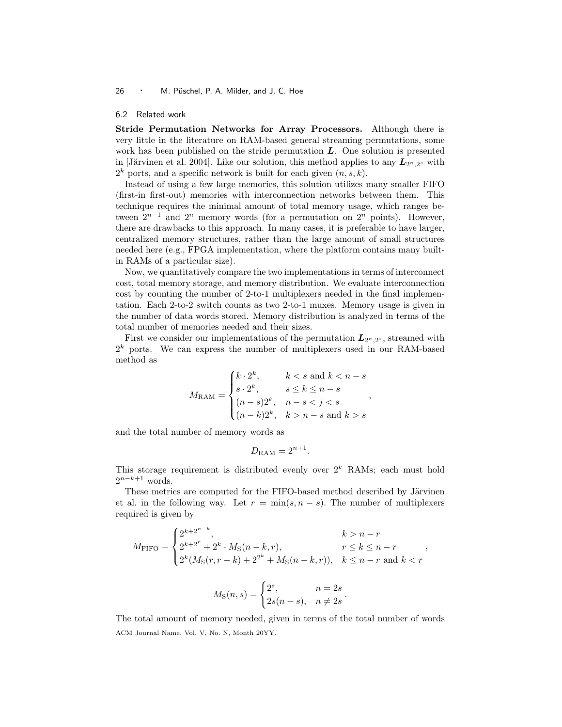### 6.2 Related work

**Stride Permutation Networks for Array Processors.** Although there is very little in the literature on RAM-based general streaming permutations, some work has been published on the stride permutation $\boldsymbol{L}$. One solution is presented in [Järvinen et al. 2004]. Like our solution, this method applies to any $\boldsymbol{L}_{2^n,2^s}$ with $2^k$ ports, and a specific network is built for each given $(n, s, k)$.

Instead of using a few large memories, this solution utilizes many smaller FIFO (first-in first-out) memories with interconnection networks between them. This technique requires the minimal amount of total memory usage, which ranges between $2^{n-1}$ and $2^n$ memory words (for a permutation on $2^n$ points). However, there are drawbacks to this approach. In many cases, it is preferable to have larger, centralized memory structures, rather than the large amount of small structures needed here (e.g., FPGA implementation, where the platform contains many built-in RAMs of a particular size).

Now, we quantitatively compare the two implementations in terms of interconnect cost, total memory storage, and memory distribution. We evaluate interconnection cost by counting the number of 2-to-1 multiplexers needed in the final implementation. Each 2-to-2 switch counts as two 2-to-1 muxes. Memory usage is given in the number of data words stored. Memory distribution is analyzed in terms of the total number of memories needed and their sizes.

First we consider our implementations of the permutation $\boldsymbol{L}_{2^n,2^s}$, streamed with $2^k$ ports. We can express the number of multiplexers used in our RAM-based method as

$$M_{\mathrm{RAM}} = \begin{cases} k \cdot 2^k, & k < s \text{ and } k < n-s \\ s \cdot 2^k, & s \leq k \leq n-s \\ (n-s)2^k, & n-s < j < s \\ (n-k)2^k, & k > n-s \text{ and } k > s \end{cases},$$

and the total number of memory words as

$$D_{\mathrm{RAM}} = 2^{n+1}.$$

This storage requirement is distributed evenly over $2^k$ RAMs; each must hold $2^{n-k+1}$ words.

These metrics are computed for the FIFO-based method described by Järvinen et al. in the following way. Let $r = \min(s, n-s)$. The number of multiplexers required is given by

$$M_{\mathrm{FIFO}} = \begin{cases} 2^{k+2^{n-k}}, & k > n-r \\ 2^{k+2^r} + 2^k \cdot M_{\mathrm{S}}(n-k, r), & r \leq k \leq n-r \\ 2^k(M_{\mathrm{S}}(r, r-k) + 2^{2^k} + M_{\mathrm{S}}(n-k, r)), & k \leq n-r \text{ and } k < r \end{cases},$$

$$M_{\mathrm{S}}(n, s) = \begin{cases} 2^s, & n = 2s \\ 2s(n-s), & n \neq 2s \end{cases}.$$

The total amount of memory needed, given in terms of the total number of words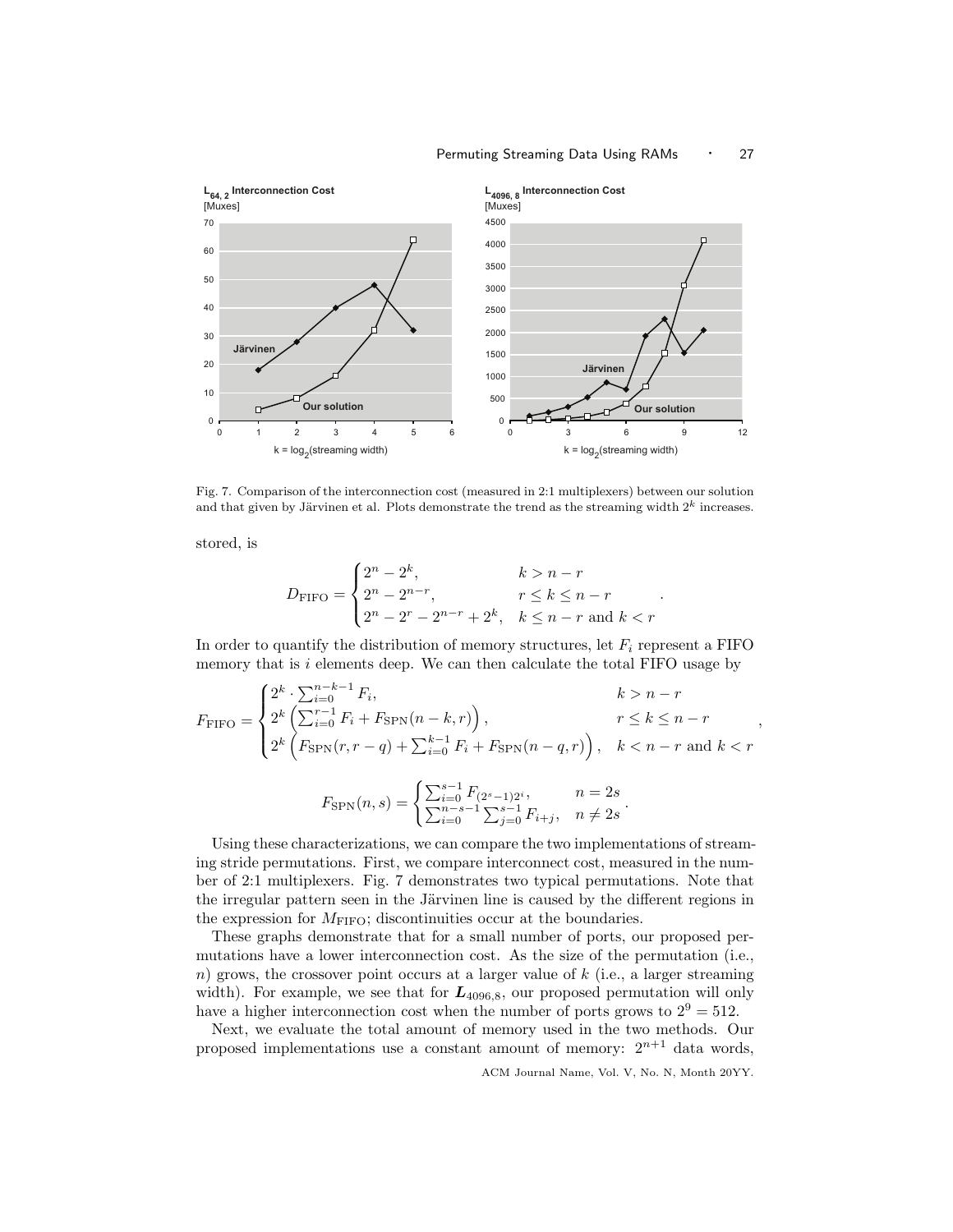Fig. 7. Comparison of the interconnection cost (measured in 2:1 multiplexers) between our solution and that given by Järvinen et al. Plots demonstrate the trend as the streaming width $2^k$ increases.

stored, is

$$D_{\text{FIFO}} = \begin{cases} 2^n - 2^k, & k > n - r \\ 2^n - 2^{n-r}, & r \leq k \leq n - r \\ 2^n - 2^r - 2^{n-r} + 2^k, & k \leq n - r \text{ and } k < r \end{cases}.$$

In order to quantify the distribution of memory structures, let $F_i$ represent a FIFO memory that is $i$ elements deep. We can then calculate the total FIFO usage by

$$F_{\text{FIFO}} = \begin{cases} 2^k \cdot \sum_{i=0}^{n-k-1} F_i, & k > n - r \\ 2^k \left( \sum_{i=0}^{r-1} F_i + F_{\text{SPN}}(n-k, r) \right), & r \leq k \leq n - r \\ 2^k \left( F_{\text{SPN}}(r, r-q) + \sum_{i=0}^{k-1} F_i + F_{\text{SPN}}(n-q, r) \right), & k < n - r \text{ and } k < r \end{cases},$$

$$F_{\text{SPN}}(n, s) = \begin{cases} \sum_{i=0}^{s-1} F_{(2^s-1)2^i}, & n = 2s \\ \sum_{i=0}^{n-s-1} \sum_{j=0}^{s-1} F_{i+j}, & n \neq 2s \end{cases}.$$

Using these characterizations, we can compare the two implementations of streaming stride permutations. First, we compare interconnect cost, measured in the number of 2:1 multiplexers. Fig. 7 demonstrates two typical permutations. Note that the irregular pattern seen in the Järvinen line is caused by the different regions in the expression for $M_{\text{FIFO}}$; discontinuities occur at the boundaries.

These graphs demonstrate that for a small number of ports, our proposed permutations have a lower interconnection cost. As the size of the permutation (i.e., $n$) grows, the crossover point occurs at a larger value of $k$ (i.e., a larger streaming width). For example, we see that for $\boldsymbol{L}_{4096,8}$, our proposed permutation will only have a higher interconnection cost when the number of ports grows to $2^9 = 512$.

Next, we evaluate the total amount of memory used in the two methods. Our proposed implementations use a constant amount of memory: $2^{n+1}$ data words,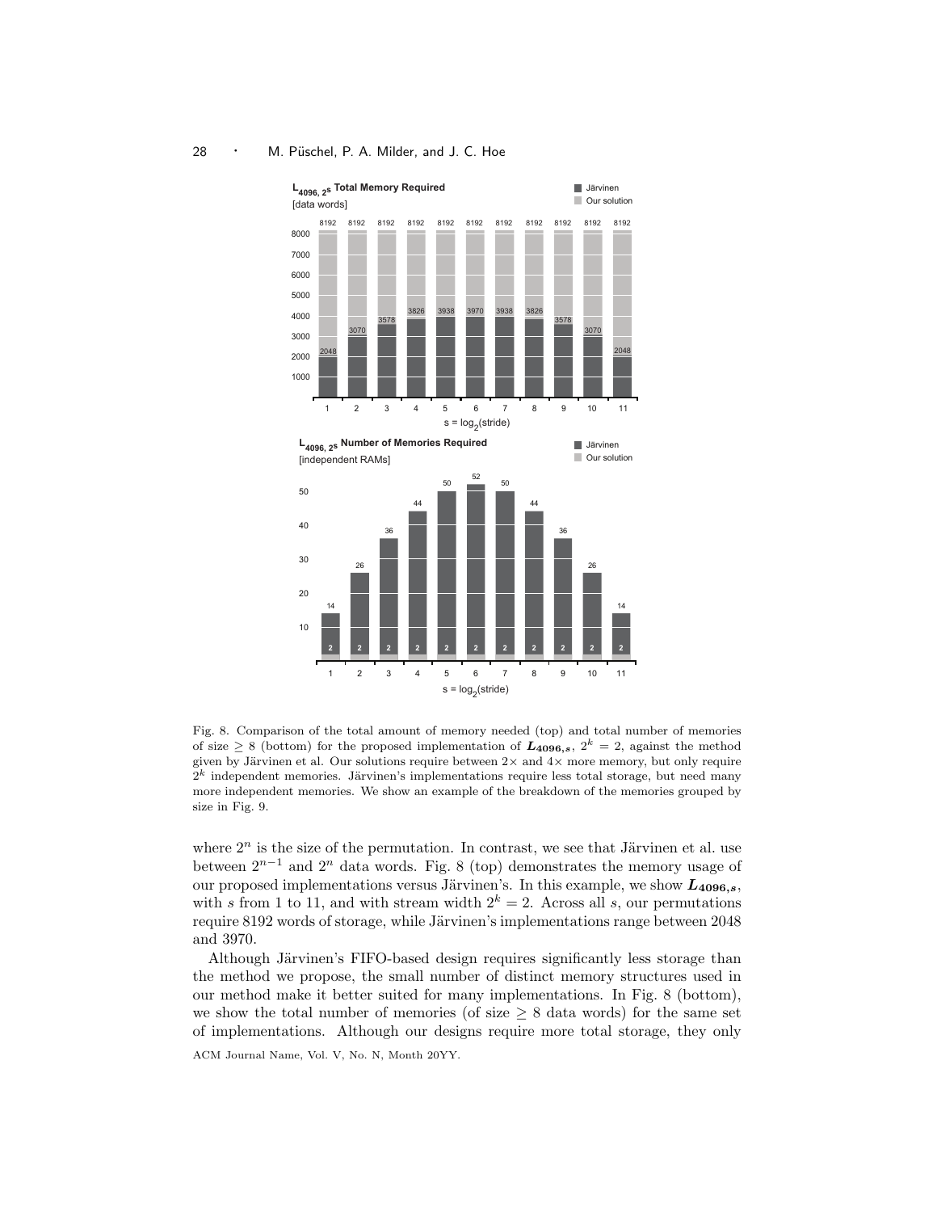Fig. 8. Comparison of the total amount of memory needed (top) and total number of memories of size $\geq 8$ (bottom) for the proposed implementation of $\boldsymbol{L_{4096,s}}$, $2^k = 2$, against the method given by Järvinen et al. Our solutions require between $2\times$ and $4\times$ more memory, but only require $2^k$ independent memories. Järvinen's implementations require less total storage, but need many more independent memories. We show an example of the breakdown of the memories grouped by size in Fig. 9.

where $2^n$ is the size of the permutation. In contrast, we see that Järvinen et al. use between $2^{n-1}$ and $2^n$ data words. Fig. 8 (top) demonstrates the memory usage of our proposed implementations versus Järvinen's. In this example, we show $\boldsymbol{L_{4096,s}}$, with $s$ from 1 to 11, and with stream width $2^k = 2$. Across all $s$, our permutations require 8192 words of storage, while Järvinen's implementations range between 2048 and 3970.

Although Järvinen's FIFO-based design requires significantly less storage than the method we propose, the small number of distinct memory structures used in our method make it better suited for many implementations. In Fig. 8 (bottom), we show the total number of memories (of size $\geq 8$ data words) for the same set of implementations. Although our designs require more total storage, they only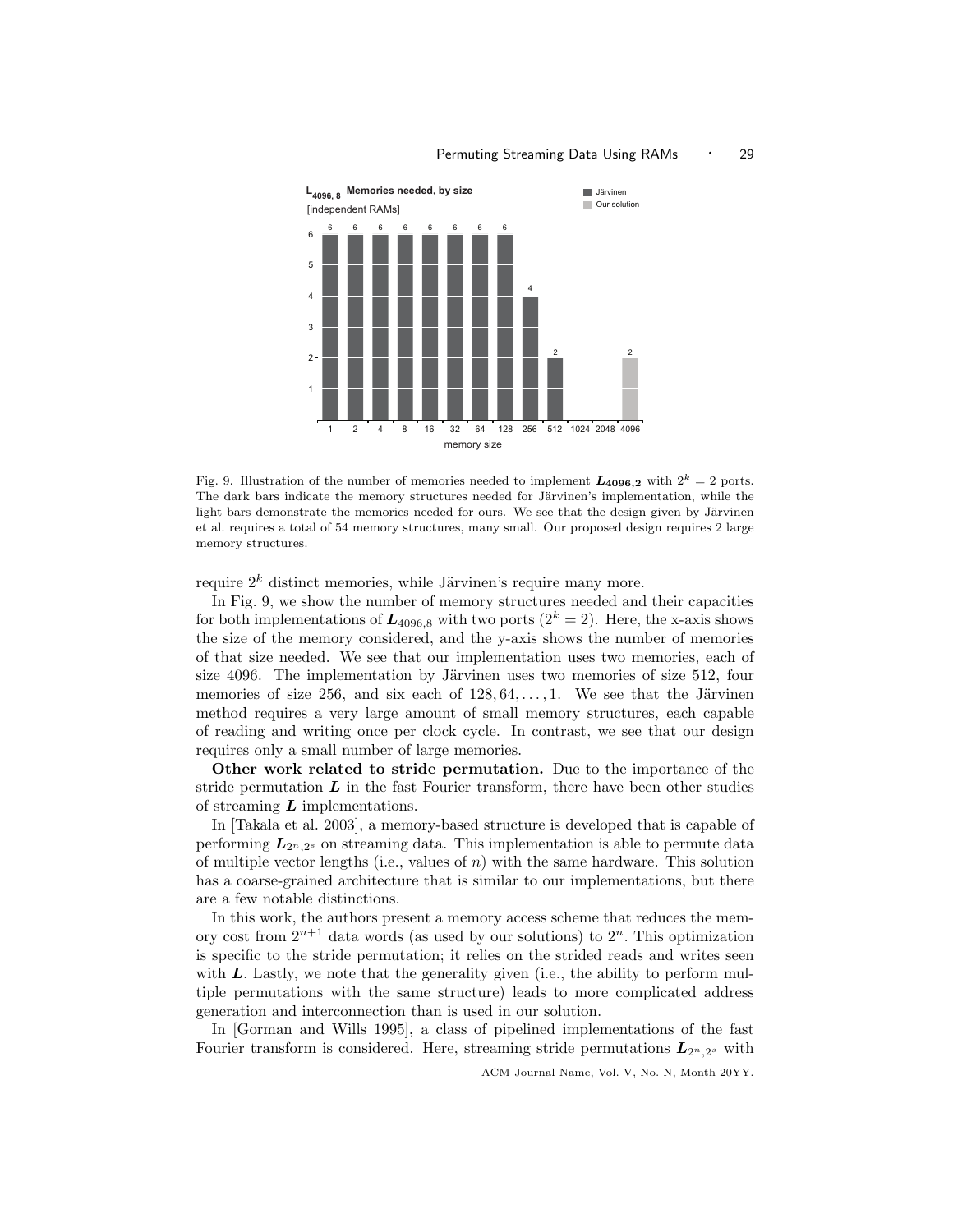Fig. 9. Illustration of the number of memories needed to implement $\boldsymbol{L}_{\mathbf{4096,2}}$ with $2^k = 2$ ports. The dark bars indicate the memory structures needed for Järvinen's implementation, while the light bars demonstrate the memories needed for ours. We see that the design given by Järvinen et al. requires a total of 54 memory structures, many small. Our proposed design requires 2 large memory structures.

require $2^k$ distinct memories, while Järvinen's require many more.

In Fig. 9, we show the number of memory structures needed and their capacities for both implementations of $\boldsymbol{L}_{4096,8}$ with two ports ($2^k = 2$). Here, the x-axis shows the size of the memory considered, and the y-axis shows the number of memories of that size needed. We see that our implementation uses two memories, each of size 4096. The implementation by Järvinen uses two memories of size 512, four memories of size 256, and six each of $128, 64, \ldots, 1$. We see that the Järvinen method requires a very large amount of small memory structures, each capable of reading and writing once per clock cycle. In contrast, we see that our design requires only a small number of large memories.

**Other work related to stride permutation.** Due to the importance of the stride permutation $\boldsymbol{L}$ in the fast Fourier transform, there have been other studies of streaming $\boldsymbol{L}$ implementations.

In [Takala et al. 2003], a memory-based structure is developed that is capable of performing $\boldsymbol{L}_{2^n,2^s}$ on streaming data. This implementation is able to permute data of multiple vector lengths (i.e., values of $n$) with the same hardware. This solution has a coarse-grained architecture that is similar to our implementations, but there are a few notable distinctions.

In this work, the authors present a memory access scheme that reduces the memory cost from $2^{n+1}$ data words (as used by our solutions) to $2^n$. This optimization is specific to the stride permutation; it relies on the strided reads and writes seen with $\boldsymbol{L}$. Lastly, we note that the generality given (i.e., the ability to perform multiple permutations with the same structure) leads to more complicated address generation and interconnection than is used in our solution.

In [Gorman and Wills 1995], a class of pipelined implementations of the fast Fourier transform is considered. Here, streaming stride permutations $\boldsymbol{L}_{2^n,2^s}$ with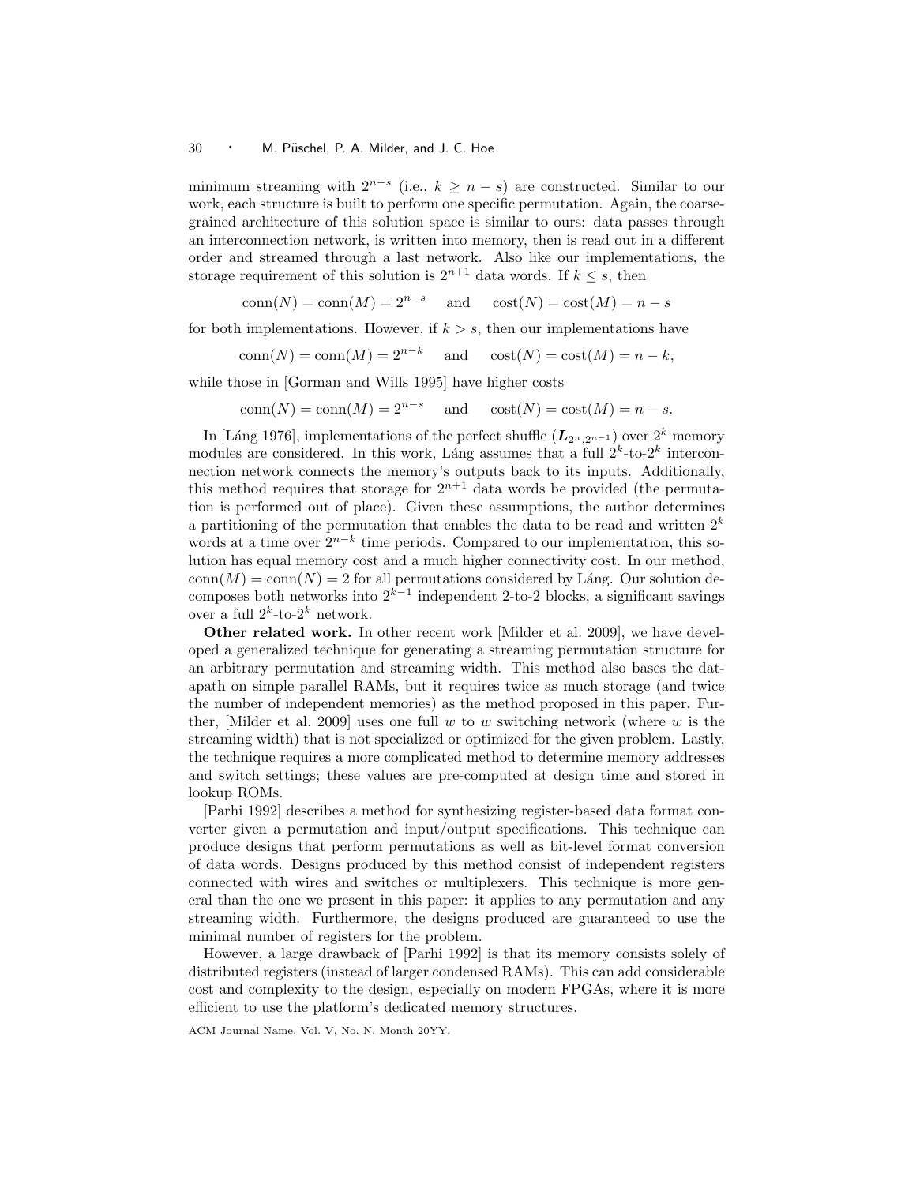minimum streaming with $2^{n-s}$ (i.e., $k \geq n - s$) are constructed. Similar to our work, each structure is built to perform one specific permutation. Again, the coarse-grained architecture of this solution space is similar to ours: data passes through an interconnection network, is written into memory, then is read out in a different order and streamed through a last network. Also like our implementations, the storage requirement of this solution is $2^{n+1}$ data words. If $k \leq s$, then

$$\text{conn}(N) = \text{conn}(M) = 2^{n-s} \quad \text{and} \quad \text{cost}(N) = \text{cost}(M) = n - s$$

for both implementations. However, if $k > s$, then our implementations have

$$\text{conn}(N) = \text{conn}(M) = 2^{n-k} \quad \text{and} \quad \text{cost}(N) = \text{cost}(M) = n - k,$$

while those in [Gorman and Wills 1995] have higher costs

$$\text{conn}(N) = \text{conn}(M) = 2^{n-s} \quad \text{and} \quad \text{cost}(N) = \text{cost}(M) = n - s.$$

In [Láng 1976], implementations of the perfect shuffle ($\boldsymbol{L}_{2^n, 2^{n-1}}$) over $2^k$ memory modules are considered. In this work, Láng assumes that a full $2^k$-to-$2^k$ interconnection network connects the memory's outputs back to its inputs. Additionally, this method requires that storage for $2^{n+1}$ data words be provided (the permutation is performed out of place). Given these assumptions, the author determines a partitioning of the permutation that enables the data to be read and written $2^k$ words at a time over $2^{n-k}$ time periods. Compared to our implementation, this solution has equal memory cost and a much higher connectivity cost. In our method, $\text{conn}(M) = \text{conn}(N) = 2$ for all permutations considered by Láng. Our solution decomposes both networks into $2^{k-1}$ independent 2-to-2 blocks, a significant savings over a full $2^k$-to-$2^k$ network.

**Other related work.** In other recent work [Milder et al. 2009], we have developed a generalized technique for generating a streaming permutation structure for an arbitrary permutation and streaming width. This method also bases the datapath on simple parallel RAMs, but it requires twice as much storage (and twice the number of independent memories) as the method proposed in this paper. Further, [Milder et al. 2009] uses one full $w$ to $w$ switching network (where $w$ is the streaming width) that is not specialized or optimized for the given problem. Lastly, the technique requires a more complicated method to determine memory addresses and switch settings; these values are pre-computed at design time and stored in lookup ROMs.

[Parhi 1992] describes a method for synthesizing register-based data format converter given a permutation and input/output specifications. This technique can produce designs that perform permutations as well as bit-level format conversion of data words. Designs produced by this method consist of independent registers connected with wires and switches or multiplexers. This technique is more general than the one we present in this paper: it applies to any permutation and any streaming width. Furthermore, the designs produced are guaranteed to use the minimal number of registers for the problem.

However, a large drawback of [Parhi 1992] is that its memory consists solely of distributed registers (instead of larger condensed RAMs). This can add considerable cost and complexity to the design, especially on modern FPGAs, where it is more efficient to use the platform's dedicated memory structures.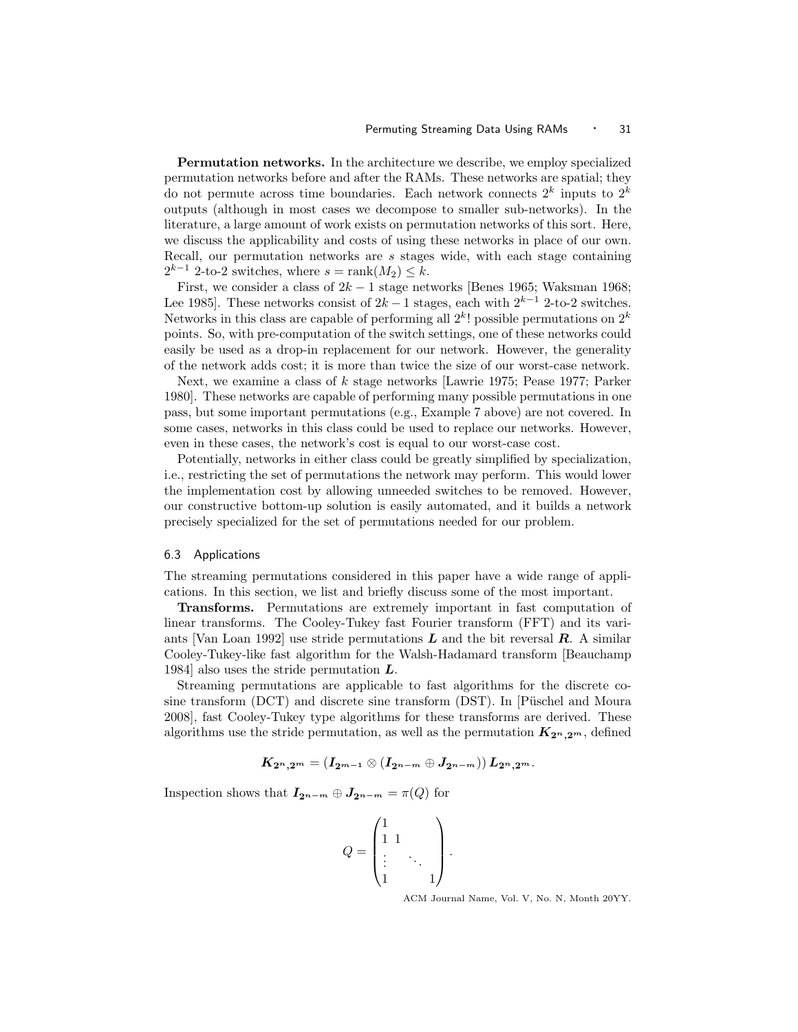**Permutation networks.** In the architecture we describe, we employ specialized permutation networks before and after the RAMs. These networks are spatial; they do not permute across time boundaries. Each network connects $2^k$ inputs to $2^k$ outputs (although in most cases we decompose to smaller sub-networks). In the literature, a large amount of work exists on permutation networks of this sort. Here, we discuss the applicability and costs of using these networks in place of our own. Recall, our permutation networks are $s$ stages wide, with each stage containing $2^{k-1}$ 2-to-2 switches, where $s = \text{rank}(M_2) \leq k$.

First, we consider a class of $2k-1$ stage networks [Benes 1965; Waksman 1968; Lee 1985]. These networks consist of $2k-1$ stages, each with $2^{k-1}$ 2-to-2 switches. Networks in this class are capable of performing all $2^k!$ possible permutations on $2^k$ points. So, with pre-computation of the switch settings, one of these networks could easily be used as a drop-in replacement for our network. However, the generality of the network adds cost; it is more than twice the size of our worst-case network.

Next, we examine a class of $k$ stage networks [Lawrie 1975; Pease 1977; Parker 1980]. These networks are capable of performing many possible permutations in one pass, but some important permutations (e.g., Example 7 above) are not covered. In some cases, networks in this class could be used to replace our networks. However, even in these cases, the network's cost is equal to our worst-case cost.

Potentially, networks in either class could be greatly simplified by specialization, i.e., restricting the set of permutations the network may perform. This would lower the implementation cost by allowing unneeded switches to be removed. However, our constructive bottom-up solution is easily automated, and it builds a network precisely specialized for the set of permutations needed for our problem.

### 6.3 Applications

The streaming permutations considered in this paper have a wide range of applications. In this section, we list and briefly discuss some of the most important.

**Transforms.** Permutations are extremely important in fast computation of linear transforms. The Cooley-Tukey fast Fourier transform (FFT) and its variants [Van Loan 1992] use stride permutations $\boldsymbol{L}$ and the bit reversal $\boldsymbol{R}$. A similar Cooley-Tukey-like fast algorithm for the Walsh-Hadamard transform [Beauchamp 1984] also uses the stride permutation $\boldsymbol{L}$.

Streaming permutations are applicable to fast algorithms for the discrete cosine transform (DCT) and discrete sine transform (DST). In [Püschel and Moura 2008], fast Cooley-Tukey type algorithms for these transforms are derived. These algorithms use the stride permutation, as well as the permutation $\boldsymbol{K}_{\boldsymbol{2^n},\boldsymbol{2^m}}$, defined

$$\boldsymbol{K}_{\boldsymbol{2^n},\boldsymbol{2^m}} = (\boldsymbol{I}_{\boldsymbol{2^{m-1}}} \otimes (\boldsymbol{I}_{\boldsymbol{2^{n-m}}} \oplus \boldsymbol{J}_{\boldsymbol{2^{n-m}}}))\, \boldsymbol{L}_{\boldsymbol{2^n},\boldsymbol{2^m}}.$$

Inspection shows that $\boldsymbol{I}_{\boldsymbol{2^{n-m}}} \oplus \boldsymbol{J}_{\boldsymbol{2^{n-m}}} = \pi(Q)$ for

$$Q = \begin{pmatrix} 1 & & & \\ 1 & 1 & & \\ \vdots & & \ddots & \\ 1 & & & 1 \end{pmatrix}.$$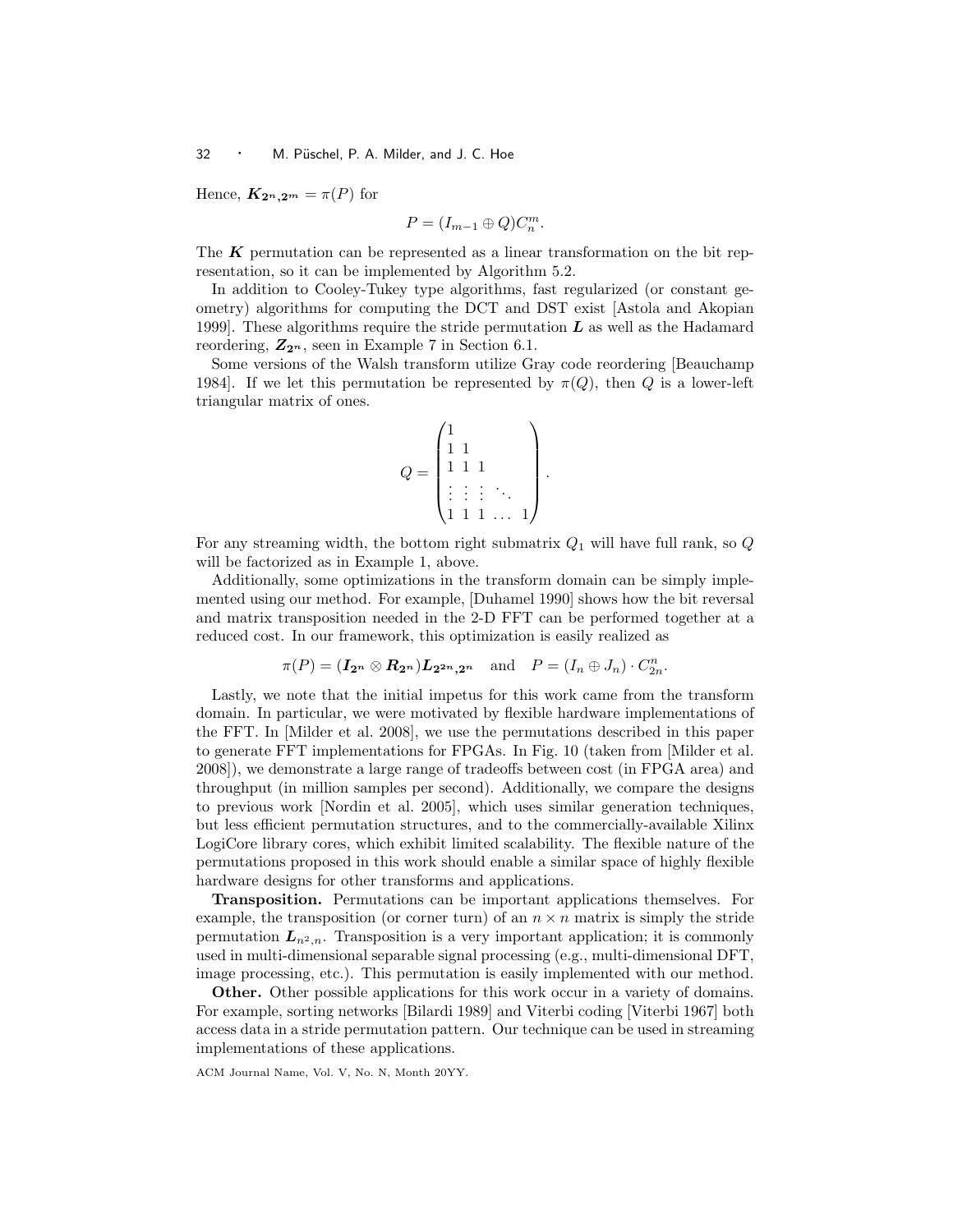Hence, $\boldsymbol{K}_{\mathbf{2^n},\mathbf{2^m}} = \pi(P)$ for

$$P = (I_{m-1} \oplus Q)C_n^m.$$

The $\boldsymbol{K}$ permutation can be represented as a linear transformation on the bit representation, so it can be implemented by Algorithm 5.2.

In addition to Cooley-Tukey type algorithms, fast regularized (or constant geometry) algorithms for computing the DCT and DST exist [Astola and Akopian 1999]. These algorithms require the stride permutation $\boldsymbol{L}$ as well as the Hadamard reordering, $\boldsymbol{Z}_{\mathbf{2^n}}$, seen in Example 7 in Section 6.1.

Some versions of the Walsh transform utilize Gray code reordering [Beauchamp 1984]. If we let this permutation be represented by $\pi(Q)$, then $Q$ is a lower-left triangular matrix of ones.

$$Q = \begin{pmatrix} 1 & & & & \\ 1 & 1 & & & \\ 1 & 1 & 1 & & \\ \vdots & \vdots & \vdots & \ddots & \\ 1 & 1 & 1 & \dots & 1 \end{pmatrix}.$$

For any streaming width, the bottom right submatrix $Q_1$ will have full rank, so $Q$ will be factorized as in Example 1, above.

Additionally, some optimizations in the transform domain can be simply implemented using our method. For example, [Duhamel 1990] shows how the bit reversal and matrix transposition needed in the 2-D FFT can be performed together at a reduced cost. In our framework, this optimization is easily realized as

$$\pi(P) = (\boldsymbol{I}_{\mathbf{2^n}} \otimes \boldsymbol{R}_{\mathbf{2^n}})\boldsymbol{L}_{\mathbf{2^{2n}},\mathbf{2^n}} \quad \text{and} \quad P = (I_n \oplus J_n) \cdot C_{2n}^n.$$

Lastly, we note that the initial impetus for this work came from the transform domain. In particular, we were motivated by flexible hardware implementations of the FFT. In [Milder et al. 2008], we use the permutations described in this paper to generate FFT implementations for FPGAs. In Fig. 10 (taken from [Milder et al. 2008]), we demonstrate a large range of tradeoffs between cost (in FPGA area) and throughput (in million samples per second). Additionally, we compare the designs to previous work [Nordin et al. 2005], which uses similar generation techniques, but less efficient permutation structures, and to the commercially-available Xilinx LogiCore library cores, which exhibit limited scalability. The flexible nature of the permutations proposed in this work should enable a similar space of highly flexible hardware designs for other transforms and applications.

**Transposition.** Permutations can be important applications themselves. For example, the transposition (or corner turn) of an $n \times n$ matrix is simply the stride permutation $\boldsymbol{L}_{n^2,n}$. Transposition is a very important application; it is commonly used in multi-dimensional separable signal processing (e.g., multi-dimensional DFT, image processing, etc.). This permutation is easily implemented with our method.

**Other.** Other possible applications for this work occur in a variety of domains. For example, sorting networks [Bilardi 1989] and Viterbi coding [Viterbi 1967] both access data in a stride permutation pattern. Our technique can be used in streaming implementations of these applications.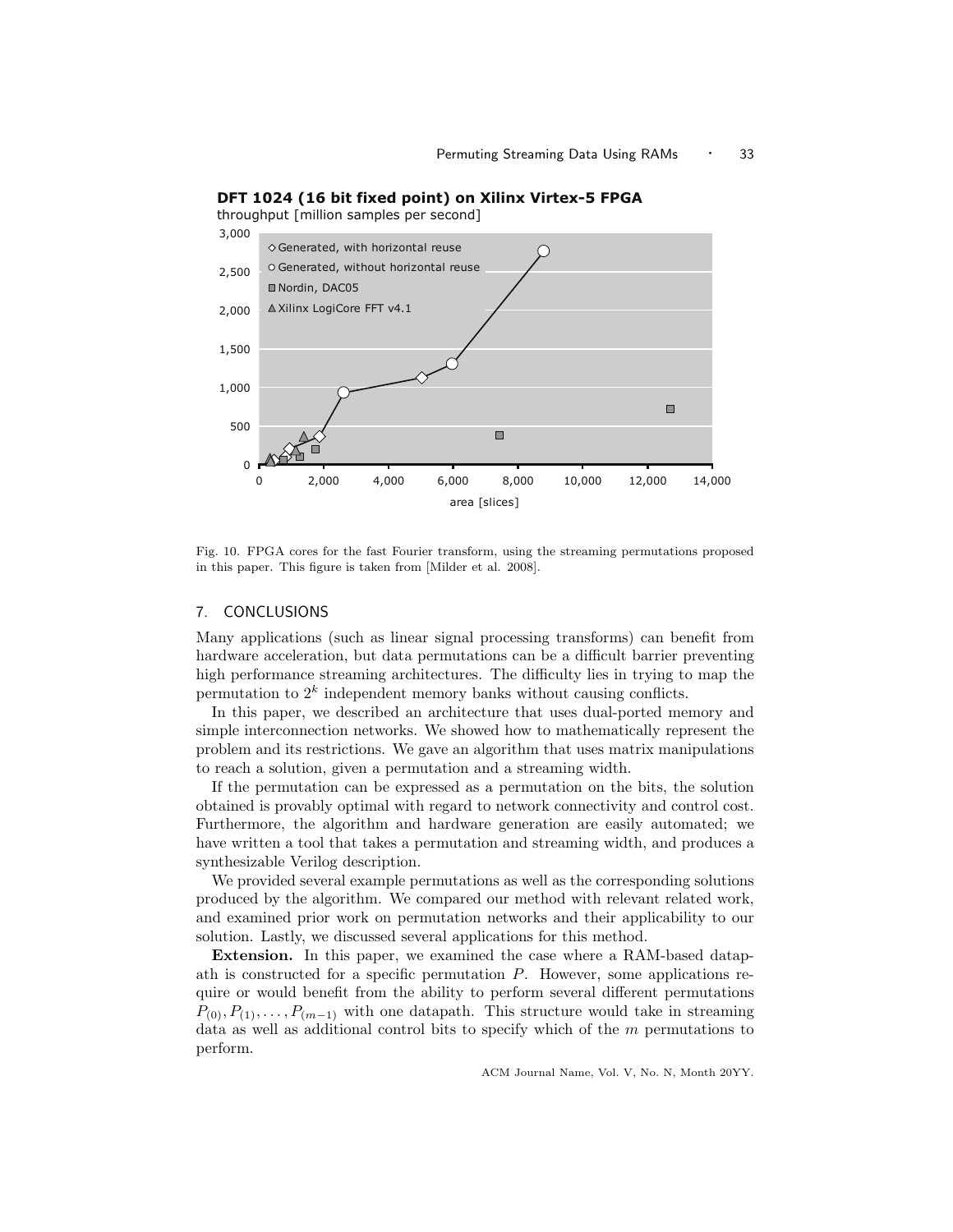**DFT 1024 (16 bit fixed point) on Xilinx Virtex-5 FPGA**

throughput [million samples per second]

◇ Generated, with horizontal reuse
○ Generated, without horizontal reuse
□ Nordin, DAC05
△ Xilinx LogiCore FFT v4.1

area [slices]

Fig. 10. FPGA cores for the fast Fourier transform, using the streaming permutations proposed in this paper. This figure is taken from [Milder et al. 2008].

## 7. CONCLUSIONS

Many applications (such as linear signal processing transforms) can benefit from hardware acceleration, but data permutations can be a difficult barrier preventing high performance streaming architectures. The difficulty lies in trying to map the permutation to $2^k$ independent memory banks without causing conflicts.

In this paper, we described an architecture that uses dual-ported memory and simple interconnection networks. We showed how to mathematically represent the problem and its restrictions. We gave an algorithm that uses matrix manipulations to reach a solution, given a permutation and a streaming width.

If the permutation can be expressed as a permutation on the bits, the solution obtained is provably optimal with regard to network connectivity and control cost. Furthermore, the algorithm and hardware generation are easily automated; we have written a tool that takes a permutation and streaming width, and produces a synthesizable Verilog description.

We provided several example permutations as well as the corresponding solutions produced by the algorithm. We compared our method with relevant related work, and examined prior work on permutation networks and their applicability to our solution. Lastly, we discussed several applications for this method.

**Extension.** In this paper, we examined the case where a RAM-based datapath is constructed for a specific permutation $P$. However, some applications require or would benefit from the ability to perform several different permutations $P_{(0)}, P_{(1)}, \ldots, P_{(m-1)}$ with one datapath. This structure would take in streaming data as well as additional control bits to specify which of the $m$ permutations to perform.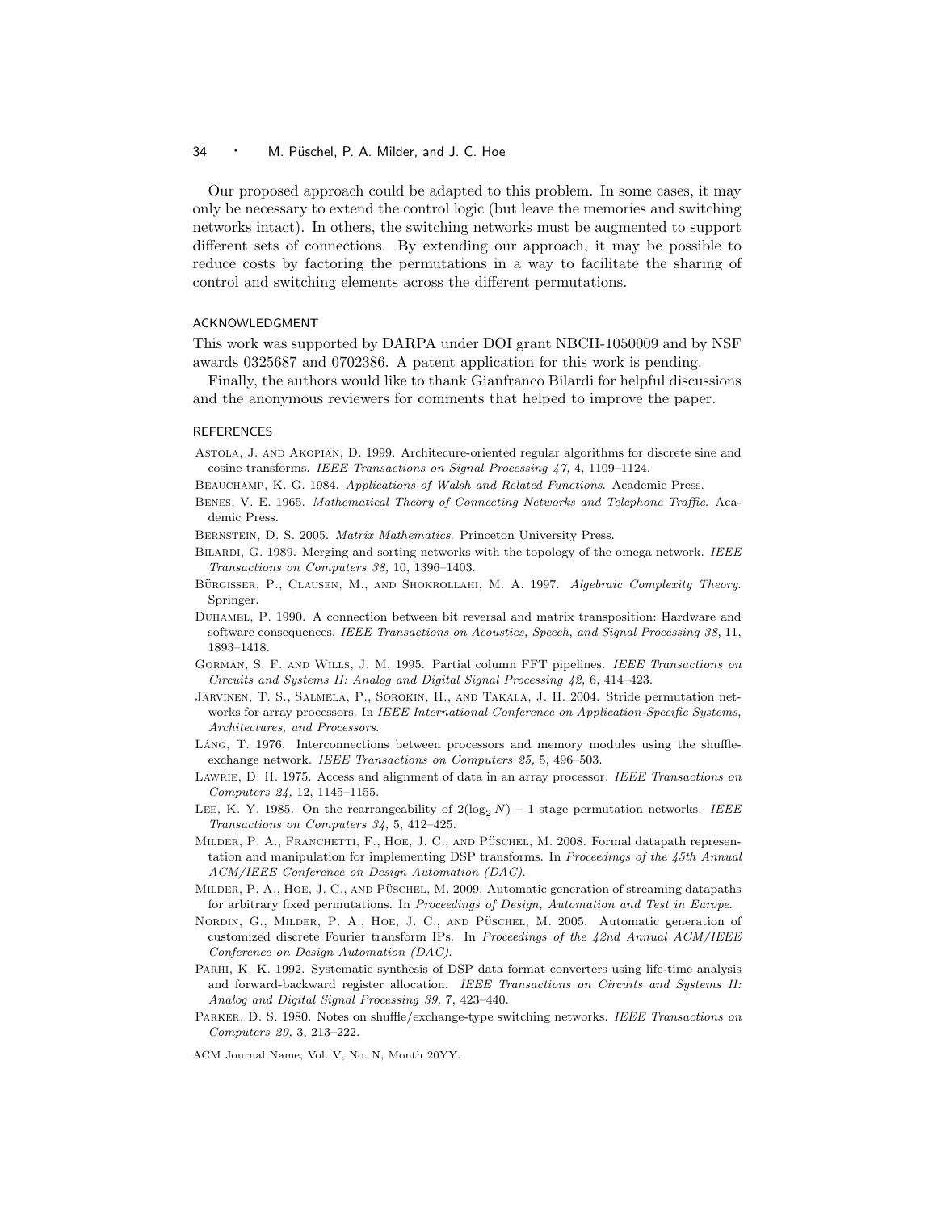Our proposed approach could be adapted to this problem. In some cases, it may only be necessary to extend the control logic (but leave the memories and switching networks intact). In others, the switching networks must be augmented to support different sets of connections. By extending our approach, it may be possible to reduce costs by factoring the permutations in a way to facilitate the sharing of control and switching elements across the different permutations.

## ACKNOWLEDGMENT

This work was supported by DARPA under DOI grant NBCH-1050009 and by NSF awards 0325687 and 0702386. A patent application for this work is pending.

Finally, the authors would like to thank Gianfranco Bilardi for helpful discussions and the anonymous reviewers for comments that helped to improve the paper.

## REFERENCES

Astola, J. and Akopian, D. 1999. Architecure-oriented regular algorithms for discrete sine and cosine transforms. *IEEE Transactions on Signal Processing 47,* 4, 1109–1124.

Beauchamp, K. G. 1984. *Applications of Walsh and Related Functions*. Academic Press.

Benes, V. E. 1965. *Mathematical Theory of Connecting Networks and Telephone Traffic*. Academic Press.

Bernstein, D. S. 2005. *Matrix Mathematics*. Princeton University Press.

Bilardi, G. 1989. Merging and sorting networks with the topology of the omega network. *IEEE Transactions on Computers 38,* 10, 1396–1403.

Bürgisser, P., Clausen, M., and Shokrollahi, M. A. 1997. *Algebraic Complexity Theory*. Springer.

Duhamel, P. 1990. A connection between bit reversal and matrix transposition: Hardware and software consequences. *IEEE Transactions on Acoustics, Speech, and Signal Processing 38,* 11, 1893–1418.

Gorman, S. F. and Wills, J. M. 1995. Partial column FFT pipelines. *IEEE Transactions on Circuits and Systems II: Analog and Digital Signal Processing 42,* 6, 414–423.

Järvinen, T. S., Salmela, P., Sorokin, H., and Takala, J. H. 2004. Stride permutation networks for array processors. In *IEEE International Conference on Application-Specific Systems, Architectures, and Processors*.

Láng, T. 1976. Interconnections between processors and memory modules using the shuffle-exchange network. *IEEE Transactions on Computers 25,* 5, 496–503.

Lawrie, D. H. 1975. Access and alignment of data in an array processor. *IEEE Transactions on Computers 24,* 12, 1145–1155.

Lee, K. Y. 1985. On the rearrangeability of $2(\log_2 N) - 1$ stage permutation networks. *IEEE Transactions on Computers 34,* 5, 412–425.

Milder, P. A., Franchetti, F., Hoe, J. C., and Püschel, M. 2008. Formal datapath representation and manipulation for implementing DSP transforms. In *Proceedings of the 45th Annual ACM/IEEE Conference on Design Automation (DAC)*.

Milder, P. A., Hoe, J. C., and Püschel, M. 2009. Automatic generation of streaming datapaths for arbitrary fixed permutations. In *Proceedings of Design, Automation and Test in Europe*.

Nordin, G., Milder, P. A., Hoe, J. C., and Püschel, M. 2005. Automatic generation of customized discrete Fourier transform IPs. In *Proceedings of the 42nd Annual ACM/IEEE Conference on Design Automation (DAC)*.

Parhi, K. K. 1992. Systematic synthesis of DSP data format converters using life-time analysis and forward-backward register allocation. *IEEE Transactions on Circuits and Systems II: Analog and Digital Signal Processing 39,* 7, 423–440.

Parker, D. S. 1980. Notes on shuffle/exchange-type switching networks. *IEEE Transactions on Computers 29,* 3, 213–222.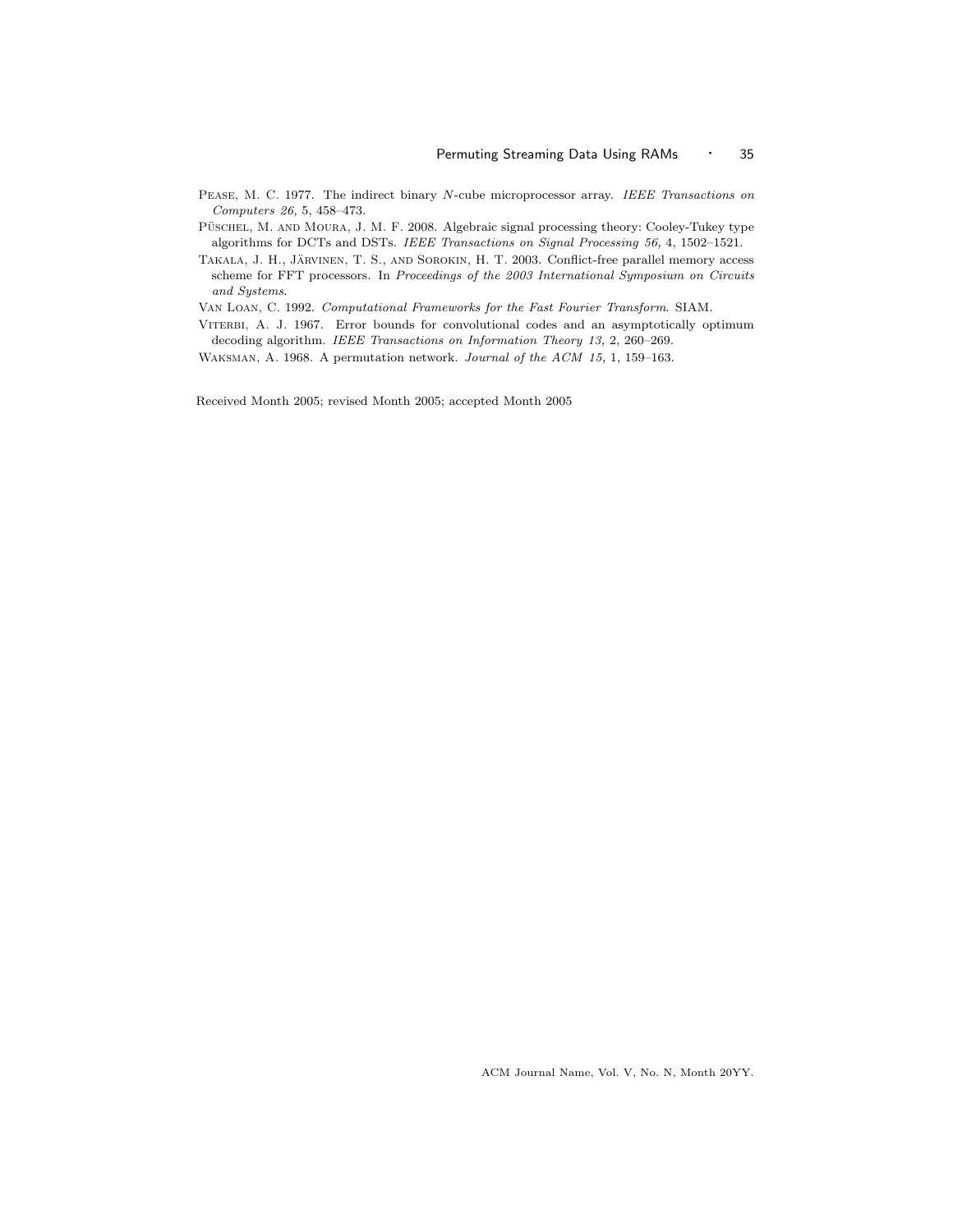Pease, M. C. 1977. The indirect binary $N$-cube microprocessor array. *IEEE Transactions on Computers 26,* 5, 458–473.

Püschel, M. and Moura, J. M. F. 2008. Algebraic signal processing theory: Cooley-Tukey type algorithms for DCTs and DSTs. *IEEE Transactions on Signal Processing 56,* 4, 1502–1521.

Takala, J. H., Järvinen, T. S., and Sorokin, H. T. 2003. Conflict-free parallel memory access scheme for FFT processors. In *Proceedings of the 2003 International Symposium on Circuits and Systems*.

Van Loan, C. 1992. *Computational Frameworks for the Fast Fourier Transform*. SIAM.

Viterbi, A. J. 1967. Error bounds for convolutional codes and an asymptotically optimum decoding algorithm. *IEEE Transactions on Information Theory 13,* 2, 260–269.

Waksman, A. 1968. A permutation network. *Journal of the ACM 15,* 1, 159–163.

Received Month 2005; revised Month 2005; accepted Month 2005